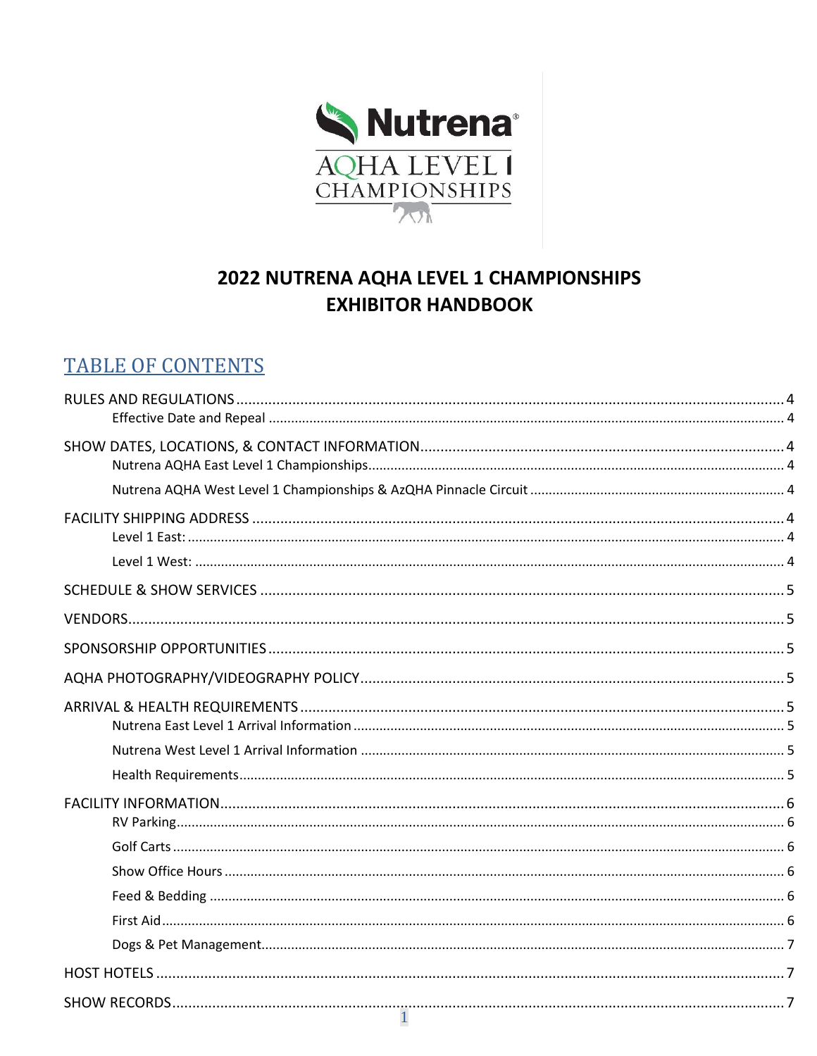# 2022 NUTRENA AQHA LEVEL 1 CHAMPIONSHIPS
# EXHIBITOR HANDBOOK

## TABLE OF CONTENTS

RULES AND REGULATIONS ........ 4
- Effective Date and Repeal ........ 4

SHOW DATES, LOCATIONS, & CONTACT INFORMATION ........ 4
- Nutrena AQHA East Level 1 Championships ........ 4
- Nutrena AQHA West Level 1 Championships & AzQHA Pinnacle Circuit ........ 4

FACILITY SHIPPING ADDRESS ........ 4
- Level 1 East: ........ 4
- Level 1 West: ........ 4

SCHEDULE & SHOW SERVICES ........ 5

VENDORS ........ 5

SPONSORSHIP OPPORTUNITIES ........ 5

AQHA PHOTOGRAPHY/VIDEOGRAPHY POLICY ........ 5

ARRIVAL & HEALTH REQUIREMENTS ........ 5
- Nutrena East Level 1 Arrival Information ........ 5
- Nutrena West Level 1 Arrival Information ........ 5
- Health Requirements ........ 5

FACILITY INFORMATION ........ 6
- RV Parking ........ 6
- Golf Carts ........ 6
- Show Office Hours ........ 6
- Feed & Bedding ........ 6
- First Aid ........ 6
- Dogs & Pet Management ........ 7

HOST HOTELS ........ 7

SHOW RECORDS ........ 7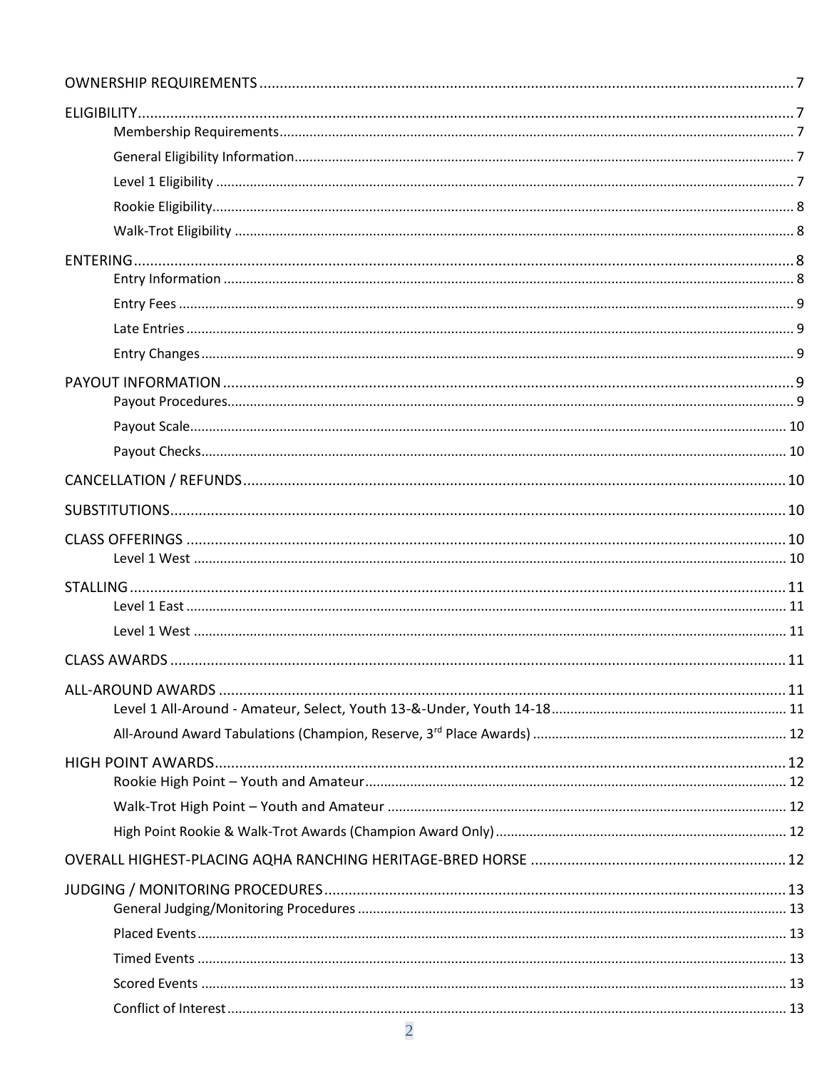OWNERSHIP REQUIREMENTS ..... 7

ELIGIBILITY ..... 7

- Membership Requirements ..... 7
- General Eligibility Information ..... 7
- Level 1 Eligibility ..... 7
- Rookie Eligibility ..... 8
- Walk-Trot Eligibility ..... 8

ENTERING ..... 8

- Entry Information ..... 8
- Entry Fees ..... 9
- Late Entries ..... 9
- Entry Changes ..... 9

PAYOUT INFORMATION ..... 9

- Payout Procedures ..... 9
- Payout Scale ..... 10
- Payout Checks ..... 10

CANCELLATION / REFUNDS ..... 10

SUBSTITUTIONS ..... 10

CLASS OFFERINGS ..... 10

- Level 1 West ..... 10

STALLING ..... 11

- Level 1 East ..... 11
- Level 1 West ..... 11

CLASS AWARDS ..... 11

ALL-AROUND AWARDS ..... 11

- Level 1 All-Around - Amateur, Select, Youth 13-&-Under, Youth 14-18 ..... 11
- All-Around Award Tabulations (Champion, Reserve, 3rd Place Awards) ..... 12

HIGH POINT AWARDS ..... 12

- Rookie High Point – Youth and Amateur ..... 12
- Walk-Trot High Point – Youth and Amateur ..... 12
- High Point Rookie & Walk-Trot Awards (Champion Award Only) ..... 12

OVERALL HIGHEST-PLACING AQHA RANCHING HERITAGE-BRED HORSE ..... 12

JUDGING / MONITORING PROCEDURES ..... 13

- General Judging/Monitoring Procedures ..... 13
- Placed Events ..... 13
- Timed Events ..... 13
- Scored Events ..... 13
- Conflict of Interest ..... 13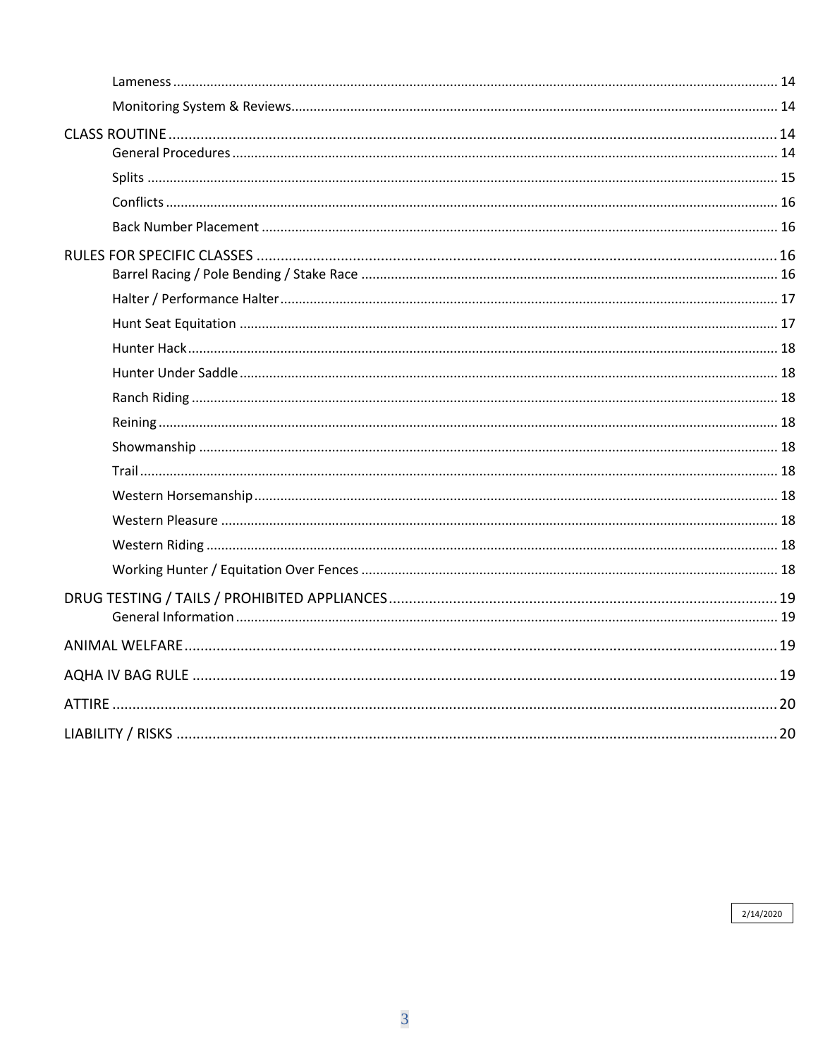- Lameness ..... 14
- Monitoring System & Reviews ..... 14

CLASS ROUTINE ..... 14
- General Procedures ..... 14
- Splits ..... 15
- Conflicts ..... 16
- Back Number Placement ..... 16

RULES FOR SPECIFIC CLASSES ..... 16
- Barrel Racing / Pole Bending / Stake Race ..... 16
- Halter / Performance Halter ..... 17
- Hunt Seat Equitation ..... 17
- Hunter Hack ..... 18
- Hunter Under Saddle ..... 18
- Ranch Riding ..... 18
- Reining ..... 18
- Showmanship ..... 18
- Trail ..... 18
- Western Horsemanship ..... 18
- Western Pleasure ..... 18
- Western Riding ..... 18
- Working Hunter / Equitation Over Fences ..... 18

DRUG TESTING / TAILS / PROHIBITED APPLIANCES ..... 19
- General Information ..... 19

ANIMAL WELFARE ..... 19

AQHA IV BAG RULE ..... 19

ATTIRE ..... 20

LIABILITY / RISKS ..... 20

2/14/2020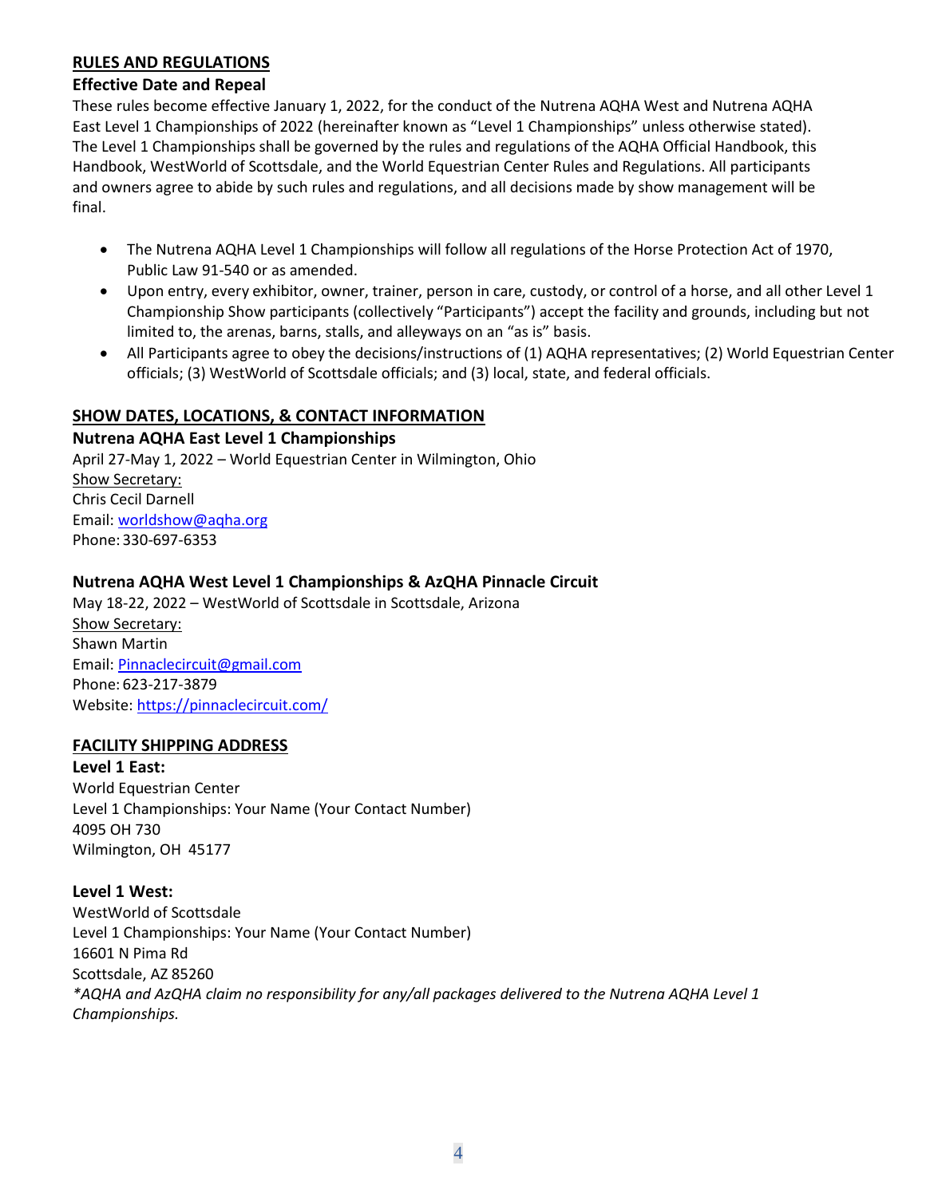## RULES AND REGULATIONS

### Effective Date and Repeal

These rules become effective January 1, 2022, for the conduct of the Nutrena AQHA West and Nutrena AQHA East Level 1 Championships of 2022 (hereinafter known as "Level 1 Championships" unless otherwise stated). The Level 1 Championships shall be governed by the rules and regulations of the AQHA Official Handbook, this Handbook, WestWorld of Scottsdale, and the World Equestrian Center Rules and Regulations. All participants and owners agree to abide by such rules and regulations, and all decisions made by show management will be final.

- The Nutrena AQHA Level 1 Championships will follow all regulations of the Horse Protection Act of 1970, Public Law 91-540 or as amended.
- Upon entry, every exhibitor, owner, trainer, person in care, custody, or control of a horse, and all other Level 1 Championship Show participants (collectively "Participants") accept the facility and grounds, including but not limited to, the arenas, barns, stalls, and alleyways on an "as is" basis.
- All Participants agree to obey the decisions/instructions of (1) AQHA representatives; (2) World Equestrian Center officials; (3) WestWorld of Scottsdale officials; and (3) local, state, and federal officials.

## SHOW DATES, LOCATIONS, & CONTACT INFORMATION

### Nutrena AQHA East Level 1 Championships

April 27-May 1, 2022 – World Equestrian Center in Wilmington, Ohio
Show Secretary:
Chris Cecil Darnell
Email: worldshow@aqha.org
Phone: 330-697-6353

### Nutrena AQHA West Level 1 Championships & AzQHA Pinnacle Circuit

May 18-22, 2022 – WestWorld of Scottsdale in Scottsdale, Arizona
Show Secretary:
Shawn Martin
Email: Pinnaclecircuit@gmail.com
Phone: 623-217-3879
Website: https://pinnaclecircuit.com/

## FACILITY SHIPPING ADDRESS

**Level 1 East:**
World Equestrian Center
Level 1 Championships: Your Name (Your Contact Number)
4095 OH 730
Wilmington, OH 45177

**Level 1 West:**
WestWorld of Scottsdale
Level 1 Championships: Your Name (Your Contact Number)
16601 N Pima Rd
Scottsdale, AZ 85260
*\*AQHA and AzQHA claim no responsibility for any/all packages delivered to the Nutrena AQHA Level 1 Championships.*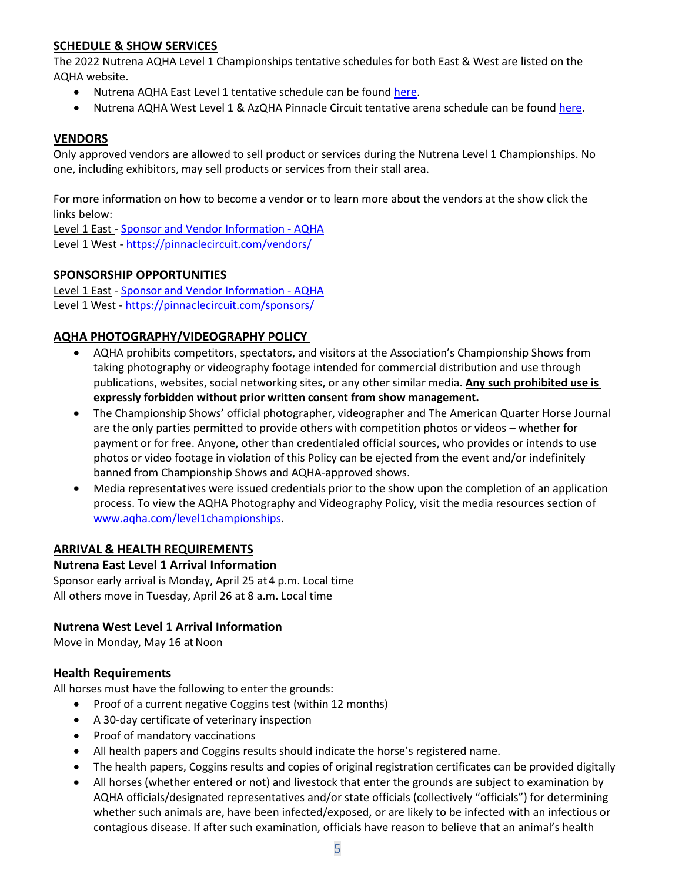## SCHEDULE & SHOW SERVICES

The 2022 Nutrena AQHA Level 1 Championships tentative schedules for both East & West are listed on the AQHA website.

- Nutrena AQHA East Level 1 tentative schedule can be found here.
- Nutrena AQHA West Level 1 & AzQHA Pinnacle Circuit tentative arena schedule can be found here.

## VENDORS

Only approved vendors are allowed to sell product or services during the Nutrena Level 1 Championships. No one, including exhibitors, may sell products or services from their stall area.

For more information on how to become a vendor or to learn more about the vendors at the show click the links below:
Level 1 East - Sponsor and Vendor Information - AQHA
Level 1 West - https://pinnaclecircuit.com/vendors/

## SPONSORSHIP OPPORTUNITIES

Level 1 East - Sponsor and Vendor Information - AQHA
Level 1 West - https://pinnaclecircuit.com/sponsors/

## AQHA PHOTOGRAPHY/VIDEOGRAPHY POLICY

- AQHA prohibits competitors, spectators, and visitors at the Association's Championship Shows from taking photography or videography footage intended for commercial distribution and use through publications, websites, social networking sites, or any other similar media. **Any such prohibited use is expressly forbidden without prior written consent from show management.**
- The Championship Shows' official photographer, videographer and The American Quarter Horse Journal are the only parties permitted to provide others with competition photos or videos – whether for payment or for free. Anyone, other than credentialed official sources, who provides or intends to use photos or video footage in violation of this Policy can be ejected from the event and/or indefinitely banned from Championship Shows and AQHA-approved shows.
- Media representatives were issued credentials prior to the show upon the completion of an application process. To view the AQHA Photography and Videography Policy, visit the media resources section of www.aqha.com/level1championships.

## ARRIVAL & HEALTH REQUIREMENTS

### Nutrena East Level 1 Arrival Information

Sponsor early arrival is Monday, April 25 at 4 p.m. Local time
All others move in Tuesday, April 26 at 8 a.m. Local time

### Nutrena West Level 1 Arrival Information

Move in Monday, May 16 at Noon

### Health Requirements

All horses must have the following to enter the grounds:

- Proof of a current negative Coggins test (within 12 months)
- A 30-day certificate of veterinary inspection
- Proof of mandatory vaccinations
- All health papers and Coggins results should indicate the horse's registered name.
- The health papers, Coggins results and copies of original registration certificates can be provided digitally
- All horses (whether entered or not) and livestock that enter the grounds are subject to examination by AQHA officials/designated representatives and/or state officials (collectively "officials") for determining whether such animals are, have been infected/exposed, or are likely to be infected with an infectious or contagious disease. If after such examination, officials have reason to believe that an animal's health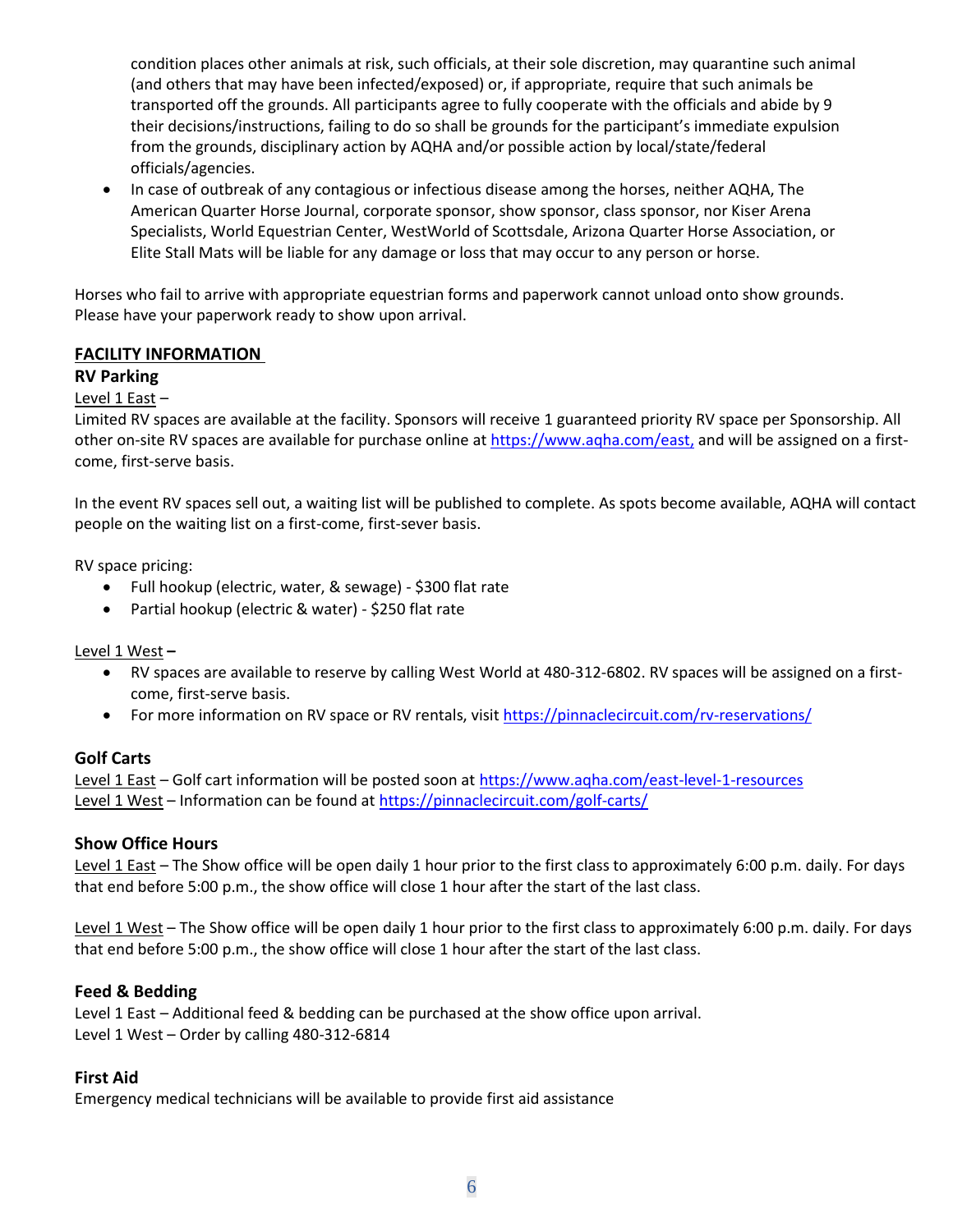condition places other animals at risk, such officials, at their sole discretion, may quarantine such animal (and others that may have been infected/exposed) or, if appropriate, require that such animals be transported off the grounds. All participants agree to fully cooperate with the officials and abide by 9 their decisions/instructions, failing to do so shall be grounds for the participant's immediate expulsion from the grounds, disciplinary action by AQHA and/or possible action by local/state/federal officials/agencies.

- In case of outbreak of any contagious or infectious disease among the horses, neither AQHA, The American Quarter Horse Journal, corporate sponsor, show sponsor, class sponsor, nor Kiser Arena Specialists, World Equestrian Center, WestWorld of Scottsdale, Arizona Quarter Horse Association, or Elite Stall Mats will be liable for any damage or loss that may occur to any person or horse.

Horses who fail to arrive with appropriate equestrian forms and paperwork cannot unload onto show grounds. Please have your paperwork ready to show upon arrival.

## FACILITY INFORMATION

### RV Parking

Level 1 East –

Limited RV spaces are available at the facility. Sponsors will receive 1 guaranteed priority RV space per Sponsorship. All other on-site RV spaces are available for purchase online at https://www.aqha.com/east, and will be assigned on a first-come, first-serve basis.

In the event RV spaces sell out, a waiting list will be published to complete. As spots become available, AQHA will contact people on the waiting list on a first-come, first-sever basis.

RV space pricing:

- Full hookup (electric, water, & sewage) - $300 flat rate
- Partial hookup (electric & water) - $250 flat rate

Level 1 West **–**

- RV spaces are available to reserve by calling West World at 480-312-6802. RV spaces will be assigned on a first-come, first-serve basis.
- For more information on RV space or RV rentals, visit https://pinnaclecircuit.com/rv-reservations/

### Golf Carts

Level 1 East – Golf cart information will be posted soon at https://www.aqha.com/east-level-1-resources
Level 1 West – Information can be found at https://pinnaclecircuit.com/golf-carts/

### Show Office Hours

Level 1 East – The Show office will be open daily 1 hour prior to the first class to approximately 6:00 p.m. daily. For days that end before 5:00 p.m., the show office will close 1 hour after the start of the last class.

Level 1 West – The Show office will be open daily 1 hour prior to the first class to approximately 6:00 p.m. daily. For days that end before 5:00 p.m., the show office will close 1 hour after the start of the last class.

### Feed & Bedding

Level 1 East – Additional feed & bedding can be purchased at the show office upon arrival.
Level 1 West – Order by calling 480-312-6814

### First Aid

Emergency medical technicians will be available to provide first aid assistance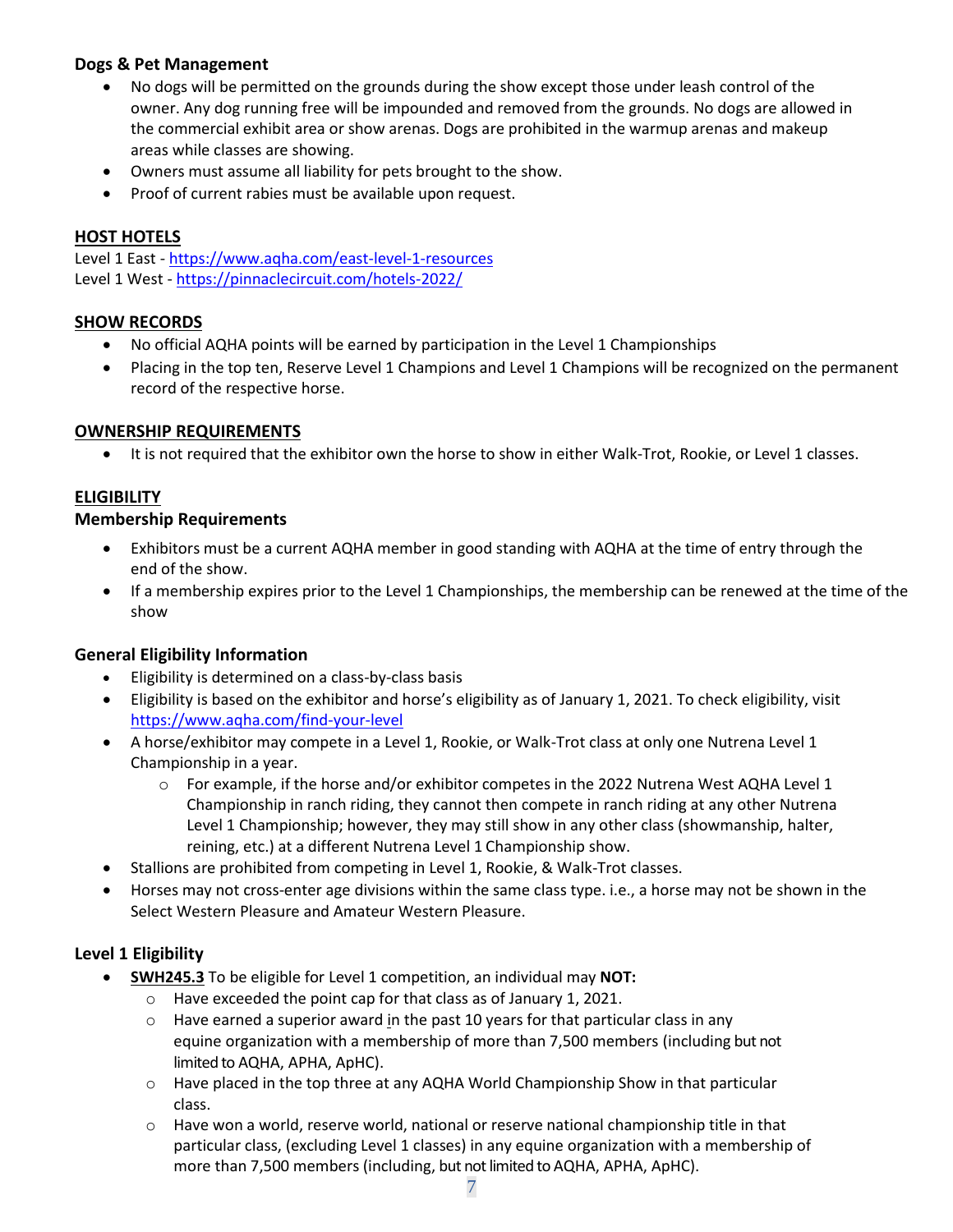### Dogs & Pet Management

- No dogs will be permitted on the grounds during the show except those under leash control of the owner. Any dog running free will be impounded and removed from the grounds. No dogs are allowed in the commercial exhibit area or show arenas. Dogs are prohibited in the warmup arenas and makeup areas while classes are showing.
- Owners must assume all liability for pets brought to the show.
- Proof of current rabies must be available upon request.

## HOST HOTELS

Level 1 East - https://www.aqha.com/east-level-1-resources
Level 1 West - https://pinnaclecircuit.com/hotels-2022/

## SHOW RECORDS

- No official AQHA points will be earned by participation in the Level 1 Championships
- Placing in the top ten, Reserve Level 1 Champions and Level 1 Champions will be recognized on the permanent record of the respective horse.

## OWNERSHIP REQUIREMENTS

- It is not required that the exhibitor own the horse to show in either Walk-Trot, Rookie, or Level 1 classes.

## ELIGIBILITY

### Membership Requirements

- Exhibitors must be a current AQHA member in good standing with AQHA at the time of entry through the end of the show.
- If a membership expires prior to the Level 1 Championships, the membership can be renewed at the time of the show

### General Eligibility Information

- Eligibility is determined on a class-by-class basis
- Eligibility is based on the exhibitor and horse's eligibility as of January 1, 2021. To check eligibility, visit https://www.aqha.com/find-your-level
- A horse/exhibitor may compete in a Level 1, Rookie, or Walk-Trot class at only one Nutrena Level 1 Championship in a year.
  - For example, if the horse and/or exhibitor competes in the 2022 Nutrena West AQHA Level 1 Championship in ranch riding, they cannot then compete in ranch riding at any other Nutrena Level 1 Championship; however, they may still show in any other class (showmanship, halter, reining, etc.) at a different Nutrena Level 1 Championship show.
- Stallions are prohibited from competing in Level 1, Rookie, & Walk-Trot classes.
- Horses may not cross-enter age divisions within the same class type. i.e., a horse may not be shown in the Select Western Pleasure and Amateur Western Pleasure.

### Level 1 Eligibility

- **SWH245.3** To be eligible for Level 1 competition, an individual may **NOT:**
  - Have exceeded the point cap for that class as of January 1, 2021.
  - Have earned a superior award in the past 10 years for that particular class in any equine organization with a membership of more than 7,500 members (including but not limited to AQHA, APHA, ApHC).
  - Have placed in the top three at any AQHA World Championship Show in that particular class.
  - Have won a world, reserve world, national or reserve national championship title in that particular class, (excluding Level 1 classes) in any equine organization with a membership of more than 7,500 members (including, but not limited to AQHA, APHA, ApHC).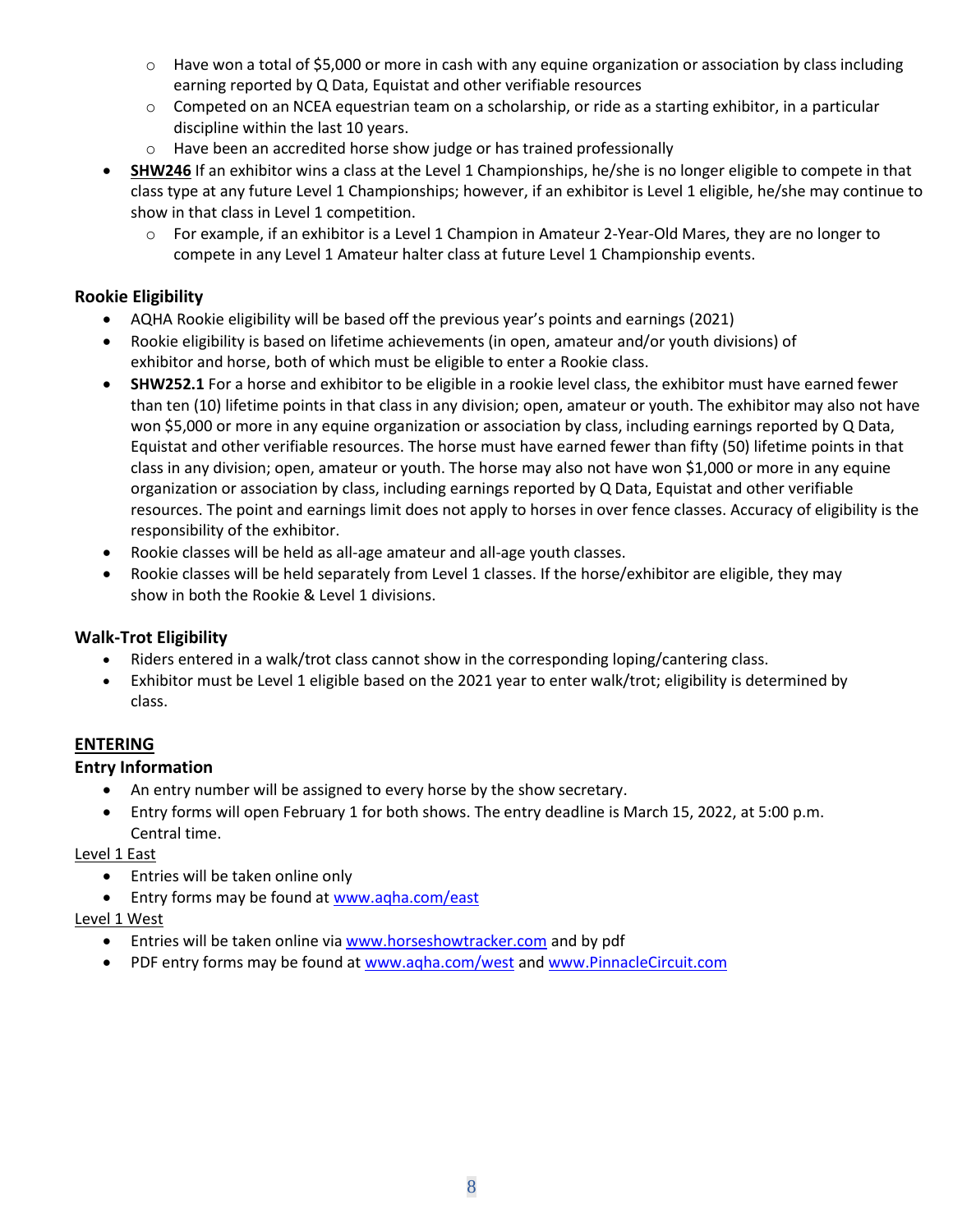- Have won a total of $5,000 or more in cash with any equine organization or association by class including earning reported by Q Data, Equistat and other verifiable resources
  - Competed on an NCEA equestrian team on a scholarship, or ride as a starting exhibitor, in a particular discipline within the last 10 years.
  - Have been an accredited horse show judge or has trained professionally
- **SHW246** If an exhibitor wins a class at the Level 1 Championships, he/she is no longer eligible to compete in that class type at any future Level 1 Championships; however, if an exhibitor is Level 1 eligible, he/she may continue to show in that class in Level 1 competition.
  - For example, if an exhibitor is a Level 1 Champion in Amateur 2-Year-Old Mares, they are no longer to compete in any Level 1 Amateur halter class at future Level 1 Championship events.

### Rookie Eligibility

- AQHA Rookie eligibility will be based off the previous year's points and earnings (2021)
- Rookie eligibility is based on lifetime achievements (in open, amateur and/or youth divisions) of exhibitor and horse, both of which must be eligible to enter a Rookie class.
- **SHW252.1** For a horse and exhibitor to be eligible in a rookie level class, the exhibitor must have earned fewer than ten (10) lifetime points in that class in any division; open, amateur or youth. The exhibitor may also not have won $5,000 or more in any equine organization or association by class, including earnings reported by Q Data, Equistat and other verifiable resources. The horse must have earned fewer than fifty (50) lifetime points in that class in any division; open, amateur or youth. The horse may also not have won $1,000 or more in any equine organization or association by class, including earnings reported by Q Data, Equistat and other verifiable resources. The point and earnings limit does not apply to horses in over fence classes. Accuracy of eligibility is the responsibility of the exhibitor.
- Rookie classes will be held as all-age amateur and all-age youth classes.
- Rookie classes will be held separately from Level 1 classes. If the horse/exhibitor are eligible, they may show in both the Rookie & Level 1 divisions.

### Walk-Trot Eligibility

- Riders entered in a walk/trot class cannot show in the corresponding loping/cantering class.
- Exhibitor must be Level 1 eligible based on the 2021 year to enter walk/trot; eligibility is determined by class.

## ENTERING

### Entry Information

- An entry number will be assigned to every horse by the show secretary.
- Entry forms will open February 1 for both shows. The entry deadline is March 15, 2022, at 5:00 p.m. Central time.

Level 1 East

- Entries will be taken online only
- Entry forms may be found at www.aqha.com/east

Level 1 West

- Entries will be taken online via www.horseshowtracker.com and by pdf
- PDF entry forms may be found at www.aqha.com/west and www.PinnacleCircuit.com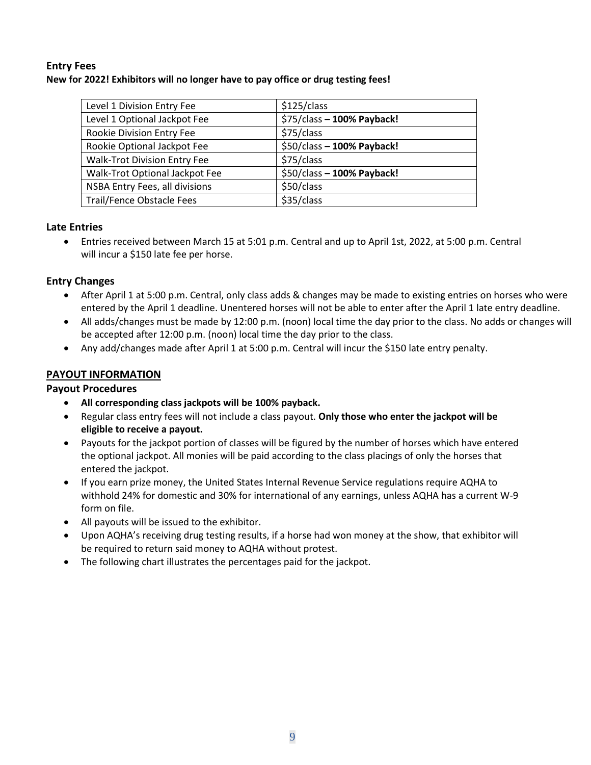### Entry Fees

**New for 2022! Exhibitors will no longer have to pay office or drug testing fees!**

| | |
|---|---|
| Level 1 Division Entry Fee | $125/class |
| Level 1 Optional Jackpot Fee | $75/class **– 100% Payback!** |
| Rookie Division Entry Fee | $75/class |
| Rookie Optional Jackpot Fee | $50/class **– 100% Payback!** |
| Walk-Trot Division Entry Fee | $75/class |
| Walk-Trot Optional Jackpot Fee | $50/class **– 100% Payback!** |
| NSBA Entry Fees, all divisions | $50/class |
| Trail/Fence Obstacle Fees | $35/class |

### Late Entries

- Entries received between March 15 at 5:01 p.m. Central and up to April 1st, 2022, at 5:00 p.m. Central will incur a $150 late fee per horse.

### Entry Changes

- After April 1 at 5:00 p.m. Central, only class adds & changes may be made to existing entries on horses who were entered by the April 1 deadline. Unentered horses will not be able to enter after the April 1 late entry deadline.
- All adds/changes must be made by 12:00 p.m. (noon) local time the day prior to the class. No adds or changes will be accepted after 12:00 p.m. (noon) local time the day prior to the class.
- Any add/changes made after April 1 at 5:00 p.m. Central will incur the $150 late entry penalty.

## PAYOUT INFORMATION

### Payout Procedures

- **All corresponding class jackpots will be 100% payback.**
- Regular class entry fees will not include a class payout. **Only those who enter the jackpot will be eligible to receive a payout.**
- Payouts for the jackpot portion of classes will be figured by the number of horses which have entered the optional jackpot. All monies will be paid according to the class placings of only the horses that entered the jackpot.
- If you earn prize money, the United States Internal Revenue Service regulations require AQHA to withhold 24% for domestic and 30% for international of any earnings, unless AQHA has a current W-9 form on file.
- All payouts will be issued to the exhibitor.
- Upon AQHA's receiving drug testing results, if a horse had won money at the show, that exhibitor will be required to return said money to AQHA without protest.
- The following chart illustrates the percentages paid for the jackpot.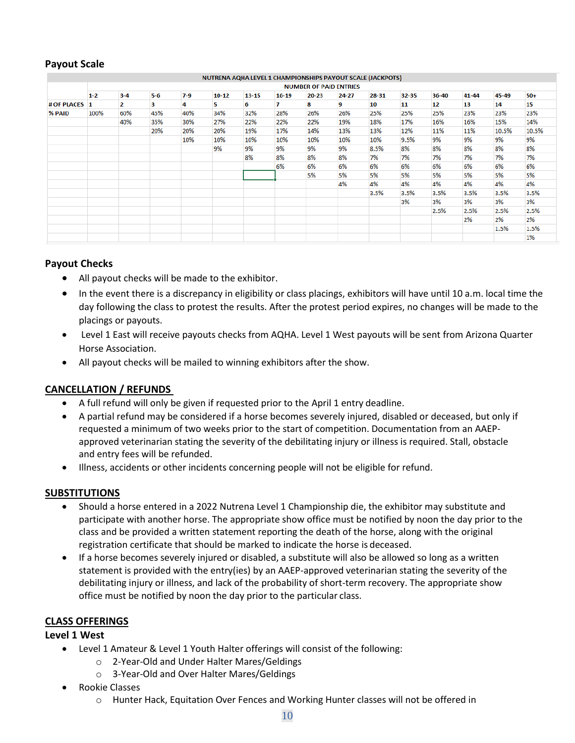## Payout Scale

| NUTRENA AQHA LEVEL 1 CHAMPIONSHIPS PAYOUT SCALE (JACKPOTS) | | | | | | | | | | | | | | | |
|---|---|---|---|---|---|---|---|---|---|---|---|---|---|---|---|
| | NUMBER OF PAID ENTRIES | | | | | | | | | | | | | | |
| | 1-2 | 3-4 | 5-6 | 7-9 | 10-12 | 13-15 | 16-19 | 20-23 | 24-27 | 28-31 | 32-35 | 36-40 | 41-44 | 45-49 | 50+ |
| # OF PLACES | 1 | 2 | 3 | 4 | 5 | 6 | 7 | 8 | 9 | 10 | 11 | 12 | 13 | 14 | 15 |
| % PAID | 100% | 60% | 45% | 40% | 34% | 32% | 28% | 26% | 26% | 25% | 25% | 25% | 23% | 23% | 23% |
| | | 40% | 35% | 30% | 27% | 22% | 22% | 22% | 19% | 18% | 17% | 16% | 16% | 15% | 14% |
| | | | 20% | 20% | 20% | 19% | 17% | 14% | 13% | 13% | 12% | 11% | 11% | 10.5% | 10.5% |
| | | | | 10% | 10% | 10% | 10% | 10% | 10% | 10% | 9.5% | 9% | 9% | 9% | 9% |
| | | | | | 9% | 9% | 9% | 9% | 9% | 8.5% | 8% | 8% | 8% | 8% | 8% |
| | | | | | | 8% | 8% | 8% | 8% | 7% | 7% | 7% | 7% | 7% | 7% |
| | | | | | | | 6% | 6% | 6% | 6% | 6% | 6% | 6% | 6% | 6% |
| | | | | | | | | 5% | 5% | 5% | 5% | 5% | 5% | 5% | 5% |
| | | | | | | | | | 4% | 4% | 4% | 4% | 4% | 4% | 4% |
| | | | | | | | | | | 3.5% | 3.5% | 3.5% | 3.5% | 3.5% | 3.5% |
| | | | | | | | | | | | 3% | 3% | 3% | 3% | 3% |
| | | | | | | | | | | | | 2.5% | 2.5% | 2.5% | 2.5% |
| | | | | | | | | | | | | | 2% | 2% | 2% |
| | | | | | | | | | | | | | | 1.5% | 1.5% |
| | | | | | | | | | | | | | | | 1% |

## Payout Checks

- All payout checks will be made to the exhibitor.
- In the event there is a discrepancy in eligibility or class placings, exhibitors will have until 10 a.m. local time the day following the class to protest the results. After the protest period expires, no changes will be made to the placings or payouts.
- Level 1 East will receive payouts checks from AQHA. Level 1 West payouts will be sent from Arizona Quarter Horse Association.
- All payout checks will be mailed to winning exhibitors after the show.

## CANCELLATION / REFUNDS

- A full refund will only be given if requested prior to the April 1 entry deadline.
- A partial refund may be considered if a horse becomes severely injured, disabled or deceased, but only if requested a minimum of two weeks prior to the start of competition. Documentation from an AAEP-approved veterinarian stating the severity of the debilitating injury or illness is required. Stall, obstacle and entry fees will be refunded.
- Illness, accidents or other incidents concerning people will not be eligible for refund.

## SUBSTITUTIONS

- Should a horse entered in a 2022 Nutrena Level 1 Championship die, the exhibitor may substitute and participate with another horse. The appropriate show office must be notified by noon the day prior to the class and be provided a written statement reporting the death of the horse, along with the original registration certificate that should be marked to indicate the horse is deceased.
- If a horse becomes severely injured or disabled, a substitute will also be allowed so long as a written statement is provided with the entry(ies) by an AAEP-approved veterinarian stating the severity of the debilitating injury or illness, and lack of the probability of short-term recovery. The appropriate show office must be notified by noon the day prior to the particular class.

## CLASS OFFERINGS

### Level 1 West

- Level 1 Amateur & Level 1 Youth Halter offerings will consist of the following:
  - 2-Year-Old and Under Halter Mares/Geldings
  - 3-Year-Old and Over Halter Mares/Geldings
- Rookie Classes
  - Hunter Hack, Equitation Over Fences and Working Hunter classes will not be offered in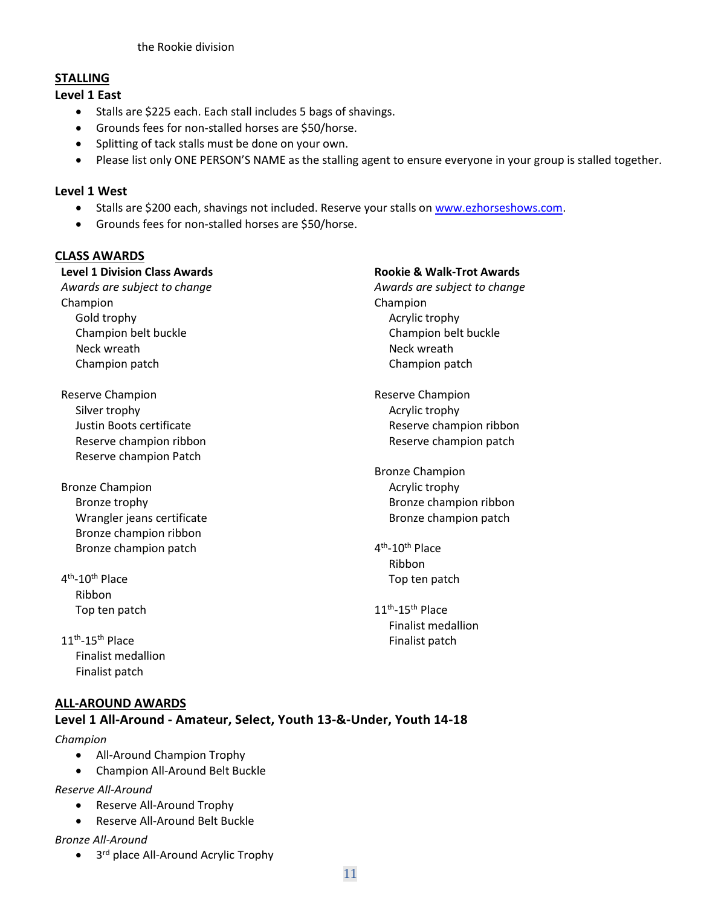the Rookie division

## STALLING

### Level 1 East

- Stalls are $225 each. Each stall includes 5 bags of shavings.
- Grounds fees for non-stalled horses are $50/horse.
- Splitting of tack stalls must be done on your own.
- Please list only ONE PERSON'S NAME as the stalling agent to ensure everyone in your group is stalled together.

### Level 1 West

- Stalls are $200 each, shavings not included. Reserve your stalls on www.ezhorseshows.com.
- Grounds fees for non-stalled horses are $50/horse.

## CLASS AWARDS

**Level 1 Division Class Awards**

*Awards are subject to change*

Champion
- Gold trophy
- Champion belt buckle
- Neck wreath
- Champion patch

Reserve Champion
- Silver trophy
- Justin Boots certificate
- Reserve champion ribbon
- Reserve champion Patch

Bronze Champion
- Bronze trophy
- Wrangler jeans certificate
- Bronze champion ribbon
- Bronze champion patch

4th-10th Place
- Ribbon
- Top ten patch

11th-15th Place
- Finalist medallion
- Finalist patch

**Rookie & Walk-Trot Awards**

*Awards are subject to change*

Champion
- Acrylic trophy
- Champion belt buckle
- Neck wreath
- Champion patch

Reserve Champion
- Acrylic trophy
- Reserve champion ribbon
- Reserve champion patch

Bronze Champion
- Acrylic trophy
- Bronze champion ribbon
- Bronze champion patch

4th-10th Place
- Ribbon
- Top ten patch

11th-15th Place
- Finalist medallion
- Finalist patch

## ALL-AROUND AWARDS

### Level 1 All-Around - Amateur, Select, Youth 13-&-Under, Youth 14-18

*Champion*
- All-Around Champion Trophy
- Champion All-Around Belt Buckle

*Reserve All-Around*
- Reserve All-Around Trophy
- Reserve All-Around Belt Buckle

*Bronze All-Around*
- 3rd place All-Around Acrylic Trophy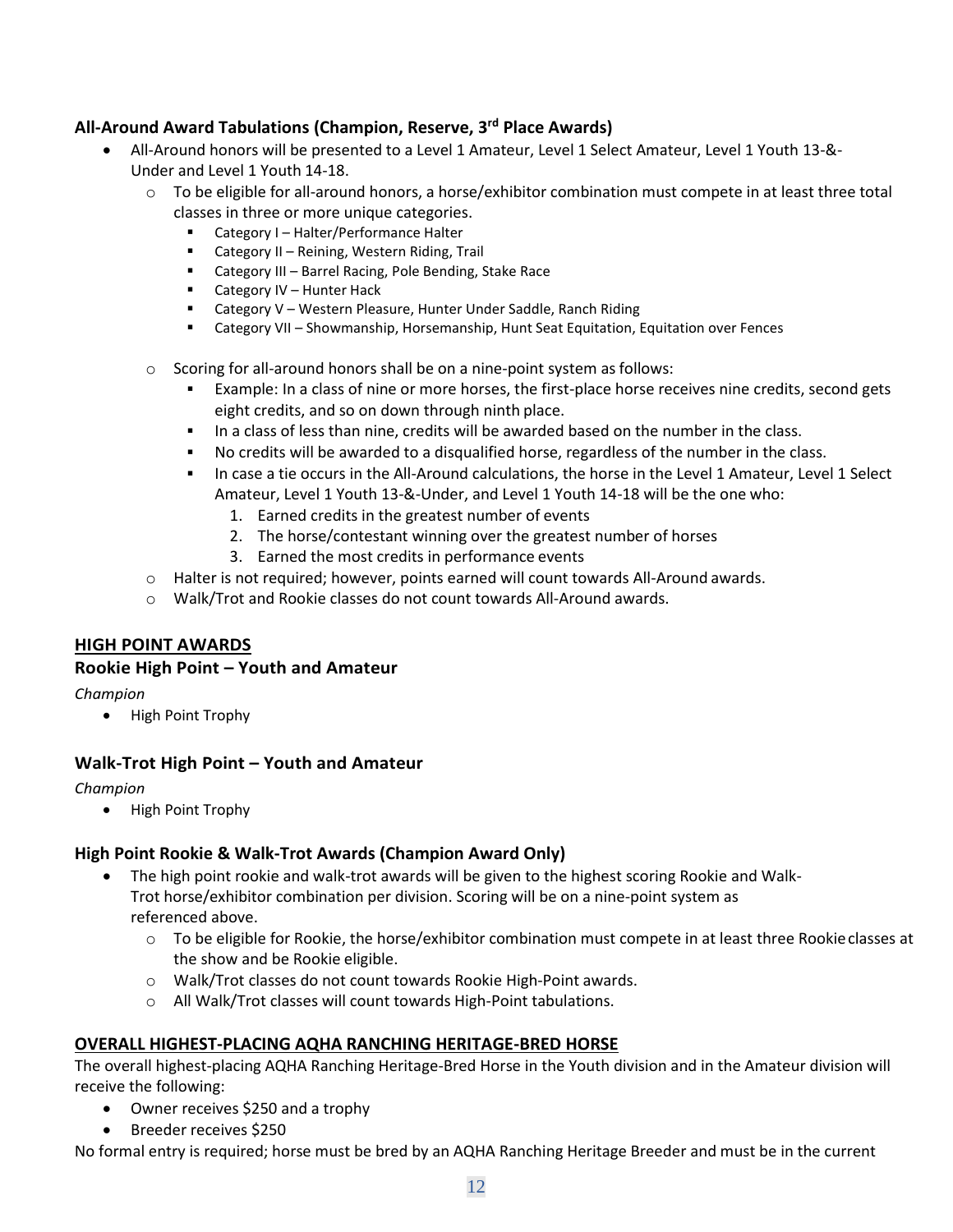### All-Around Award Tabulations (Champion, Reserve, 3rd Place Awards)

- All-Around honors will be presented to a Level 1 Amateur, Level 1 Select Amateur, Level 1 Youth 13-&-Under and Level 1 Youth 14-18.
  - To be eligible for all-around honors, a horse/exhibitor combination must compete in at least three total classes in three or more unique categories.
    - Category I – Halter/Performance Halter
    - Category II – Reining, Western Riding, Trail
    - Category III – Barrel Racing, Pole Bending, Stake Race
    - Category IV – Hunter Hack
    - Category V – Western Pleasure, Hunter Under Saddle, Ranch Riding
    - Category VII – Showmanship, Horsemanship, Hunt Seat Equitation, Equitation over Fences
  - Scoring for all-around honors shall be on a nine-point system as follows:
    - Example: In a class of nine or more horses, the first-place horse receives nine credits, second gets eight credits, and so on down through ninth place.
    - In a class of less than nine, credits will be awarded based on the number in the class.
    - No credits will be awarded to a disqualified horse, regardless of the number in the class.
    - In case a tie occurs in the All-Around calculations, the horse in the Level 1 Amateur, Level 1 Select Amateur, Level 1 Youth 13-&-Under, and Level 1 Youth 14-18 will be the one who:
      1. Earned credits in the greatest number of events
      2. The horse/contestant winning over the greatest number of horses
      3. Earned the most credits in performance events
  - Halter is not required; however, points earned will count towards All-Around awards.
  - Walk/Trot and Rookie classes do not count towards All-Around awards.

## HIGH POINT AWARDS

### Rookie High Point – Youth and Amateur

*Champion*

- High Point Trophy

### Walk-Trot High Point – Youth and Amateur

*Champion*

- High Point Trophy

### High Point Rookie & Walk-Trot Awards (Champion Award Only)

- The high point rookie and walk-trot awards will be given to the highest scoring Rookie and Walk-Trot horse/exhibitor combination per division. Scoring will be on a nine-point system as referenced above.
  - To be eligible for Rookie, the horse/exhibitor combination must compete in at least three Rookie classes at the show and be Rookie eligible.
  - Walk/Trot classes do not count towards Rookie High-Point awards.
  - All Walk/Trot classes will count towards High-Point tabulations.

## OVERALL HIGHEST-PLACING AQHA RANCHING HERITAGE-BRED HORSE

The overall highest-placing AQHA Ranching Heritage-Bred Horse in the Youth division and in the Amateur division will receive the following:

- Owner receives $250 and a trophy
- Breeder receives $250

No formal entry is required; horse must be bred by an AQHA Ranching Heritage Breeder and must be in the current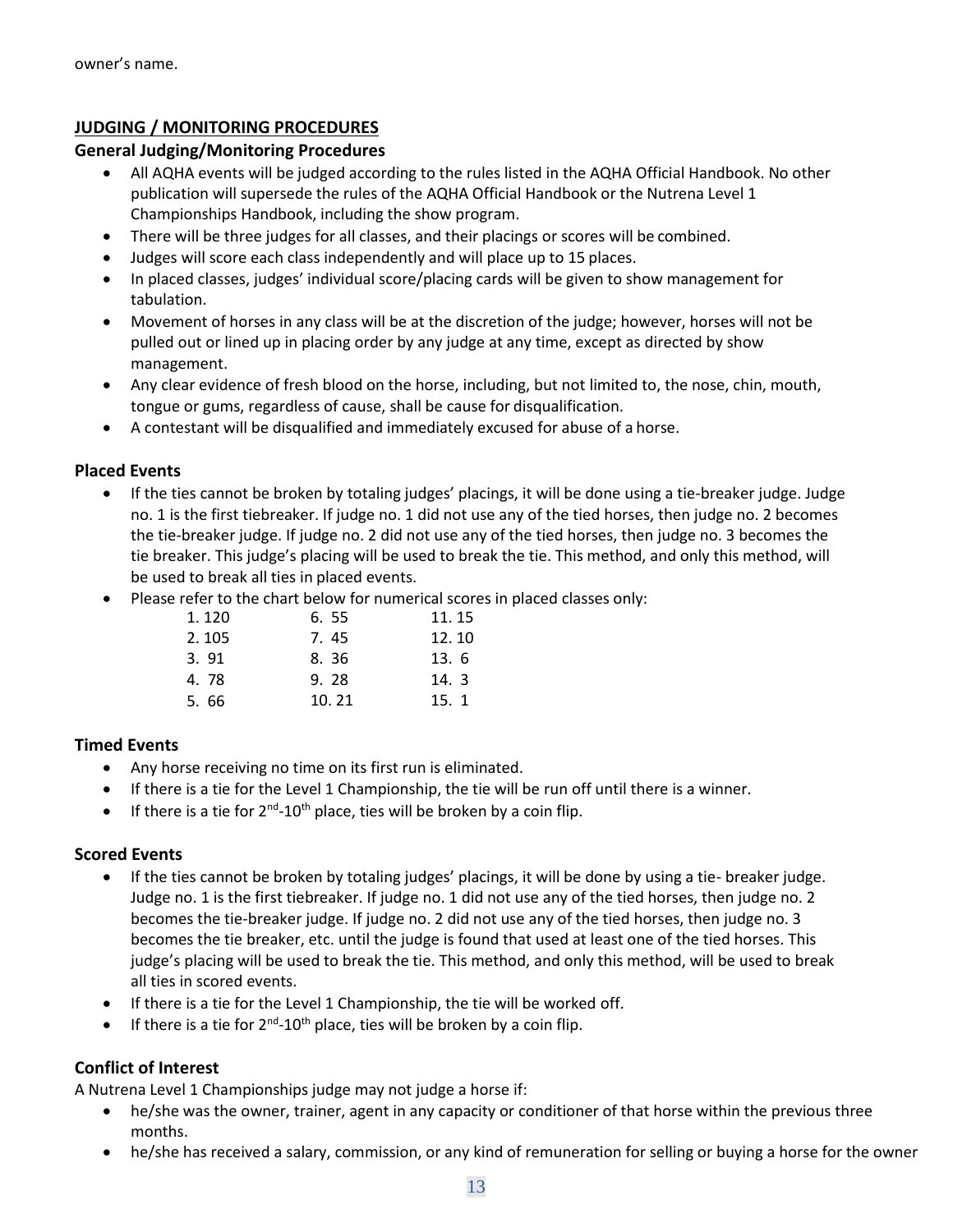owner's name.

## JUDGING / MONITORING PROCEDURES

### General Judging/Monitoring Procedures

- All AQHA events will be judged according to the rules listed in the AQHA Official Handbook. No other publication will supersede the rules of the AQHA Official Handbook or the Nutrena Level 1 Championships Handbook, including the show program.
- There will be three judges for all classes, and their placings or scores will be combined.
- Judges will score each class independently and will place up to 15 places.
- In placed classes, judges' individual score/placing cards will be given to show management for tabulation.
- Movement of horses in any class will be at the discretion of the judge; however, horses will not be pulled out or lined up in placing order by any judge at any time, except as directed by show management.
- Any clear evidence of fresh blood on the horse, including, but not limited to, the nose, chin, mouth, tongue or gums, regardless of cause, shall be cause for disqualification.
- A contestant will be disqualified and immediately excused for abuse of a horse.

### Placed Events

- If the ties cannot be broken by totaling judges' placings, it will be done using a tie-breaker judge. Judge no. 1 is the first tiebreaker. If judge no. 1 did not use any of the tied horses, then judge no. 2 becomes the tie-breaker judge. If judge no. 2 did not use any of the tied horses, then judge no. 3 becomes the tie breaker. This judge's placing will be used to break the tie. This method, and only this method, will be used to break all ties in placed events.
- Please refer to the chart below for numerical scores in placed classes only:

| | | |
|---|---|---|
| 1. 120 | 6. 55 | 11. 15 |
| 2. 105 | 7. 45 | 12. 10 |
| 3. 91 | 8. 36 | 13. 6 |
| 4. 78 | 9. 28 | 14. 3 |
| 5. 66 | 10. 21 | 15. 1 |

### Timed Events

- Any horse receiving no time on its first run is eliminated.
- If there is a tie for the Level 1 Championship, the tie will be run off until there is a winner.
- If there is a tie for 2nd-10th place, ties will be broken by a coin flip.

### Scored Events

- If the ties cannot be broken by totaling judges' placings, it will be done by using a tie- breaker judge. Judge no. 1 is the first tiebreaker. If judge no. 1 did not use any of the tied horses, then judge no. 2 becomes the tie-breaker judge. If judge no. 2 did not use any of the tied horses, then judge no. 3 becomes the tie breaker, etc. until the judge is found that used at least one of the tied horses. This judge's placing will be used to break the tie. This method, and only this method, will be used to break all ties in scored events.
- If there is a tie for the Level 1 Championship, the tie will be worked off.
- If there is a tie for 2nd-10th place, ties will be broken by a coin flip.

### Conflict of Interest

A Nutrena Level 1 Championships judge may not judge a horse if:

- he/she was the owner, trainer, agent in any capacity or conditioner of that horse within the previous three months.
- he/she has received a salary, commission, or any kind of remuneration for selling or buying a horse for the owner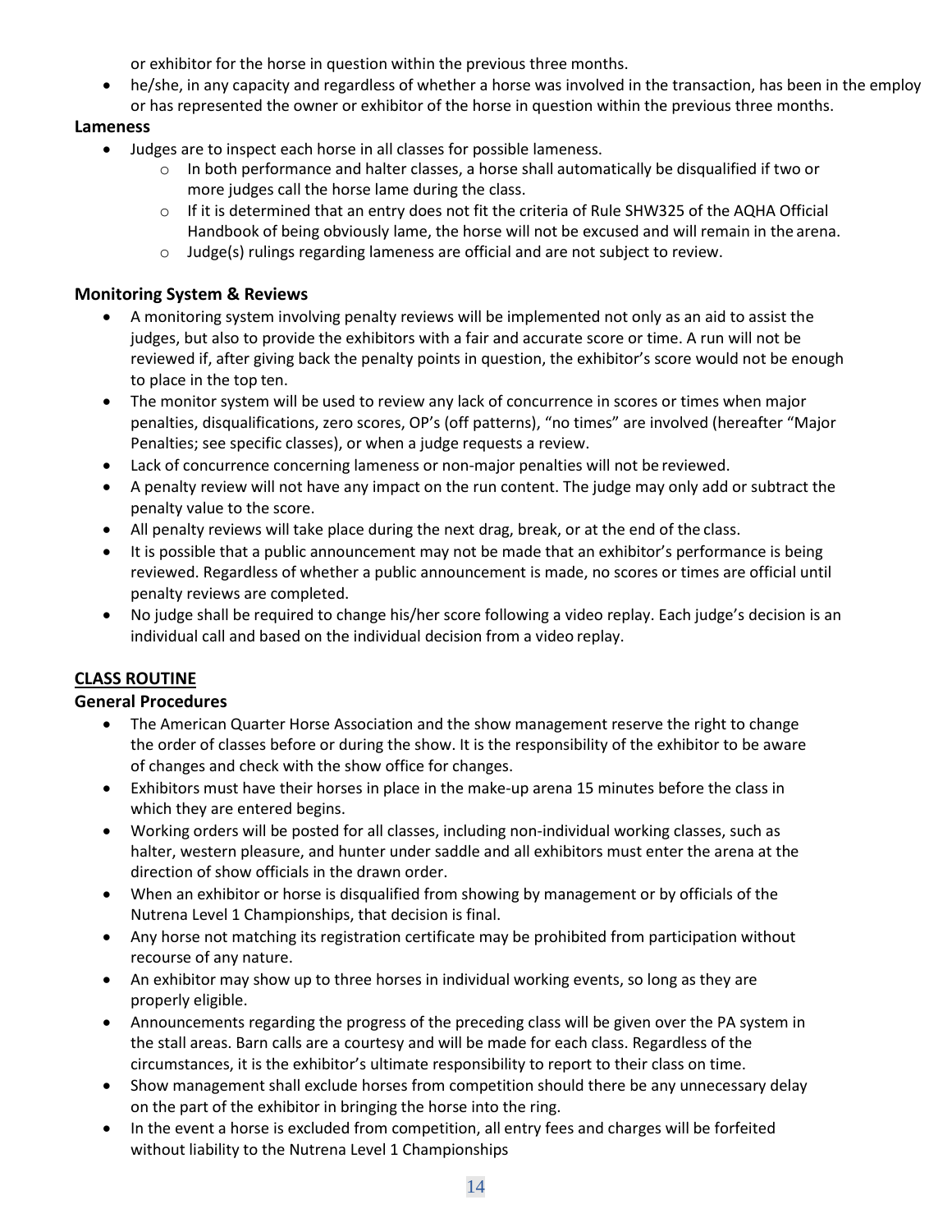or exhibitor for the horse in question within the previous three months.

- he/she, in any capacity and regardless of whether a horse was involved in the transaction, has been in the employ or has represented the owner or exhibitor of the horse in question within the previous three months.

### Lameness

- Judges are to inspect each horse in all classes for possible lameness.
  - In both performance and halter classes, a horse shall automatically be disqualified if two or more judges call the horse lame during the class.
  - If it is determined that an entry does not fit the criteria of Rule SHW325 of the AQHA Official Handbook of being obviously lame, the horse will not be excused and will remain in the arena.
  - Judge(s) rulings regarding lameness are official and are not subject to review.

### Monitoring System & Reviews

- A monitoring system involving penalty reviews will be implemented not only as an aid to assist the judges, but also to provide the exhibitors with a fair and accurate score or time. A run will not be reviewed if, after giving back the penalty points in question, the exhibitor's score would not be enough to place in the top ten.
- The monitor system will be used to review any lack of concurrence in scores or times when major penalties, disqualifications, zero scores, OP's (off patterns), "no times" are involved (hereafter "Major Penalties; see specific classes), or when a judge requests a review.
- Lack of concurrence concerning lameness or non-major penalties will not be reviewed.
- A penalty review will not have any impact on the run content. The judge may only add or subtract the penalty value to the score.
- All penalty reviews will take place during the next drag, break, or at the end of the class.
- It is possible that a public announcement may not be made that an exhibitor's performance is being reviewed. Regardless of whether a public announcement is made, no scores or times are official until penalty reviews are completed.
- No judge shall be required to change his/her score following a video replay. Each judge's decision is an individual call and based on the individual decision from a video replay.

## <u>CLASS ROUTINE</u>

### General Procedures

- The American Quarter Horse Association and the show management reserve the right to change the order of classes before or during the show. It is the responsibility of the exhibitor to be aware of changes and check with the show office for changes.
- Exhibitors must have their horses in place in the make-up arena 15 minutes before the class in which they are entered begins.
- Working orders will be posted for all classes, including non-individual working classes, such as halter, western pleasure, and hunter under saddle and all exhibitors must enter the arena at the direction of show officials in the drawn order.
- When an exhibitor or horse is disqualified from showing by management or by officials of the Nutrena Level 1 Championships, that decision is final.
- Any horse not matching its registration certificate may be prohibited from participation without recourse of any nature.
- An exhibitor may show up to three horses in individual working events, so long as they are properly eligible.
- Announcements regarding the progress of the preceding class will be given over the PA system in the stall areas. Barn calls are a courtesy and will be made for each class. Regardless of the circumstances, it is the exhibitor's ultimate responsibility to report to their class on time.
- Show management shall exclude horses from competition should there be any unnecessary delay on the part of the exhibitor in bringing the horse into the ring.
- In the event a horse is excluded from competition, all entry fees and charges will be forfeited without liability to the Nutrena Level 1 Championships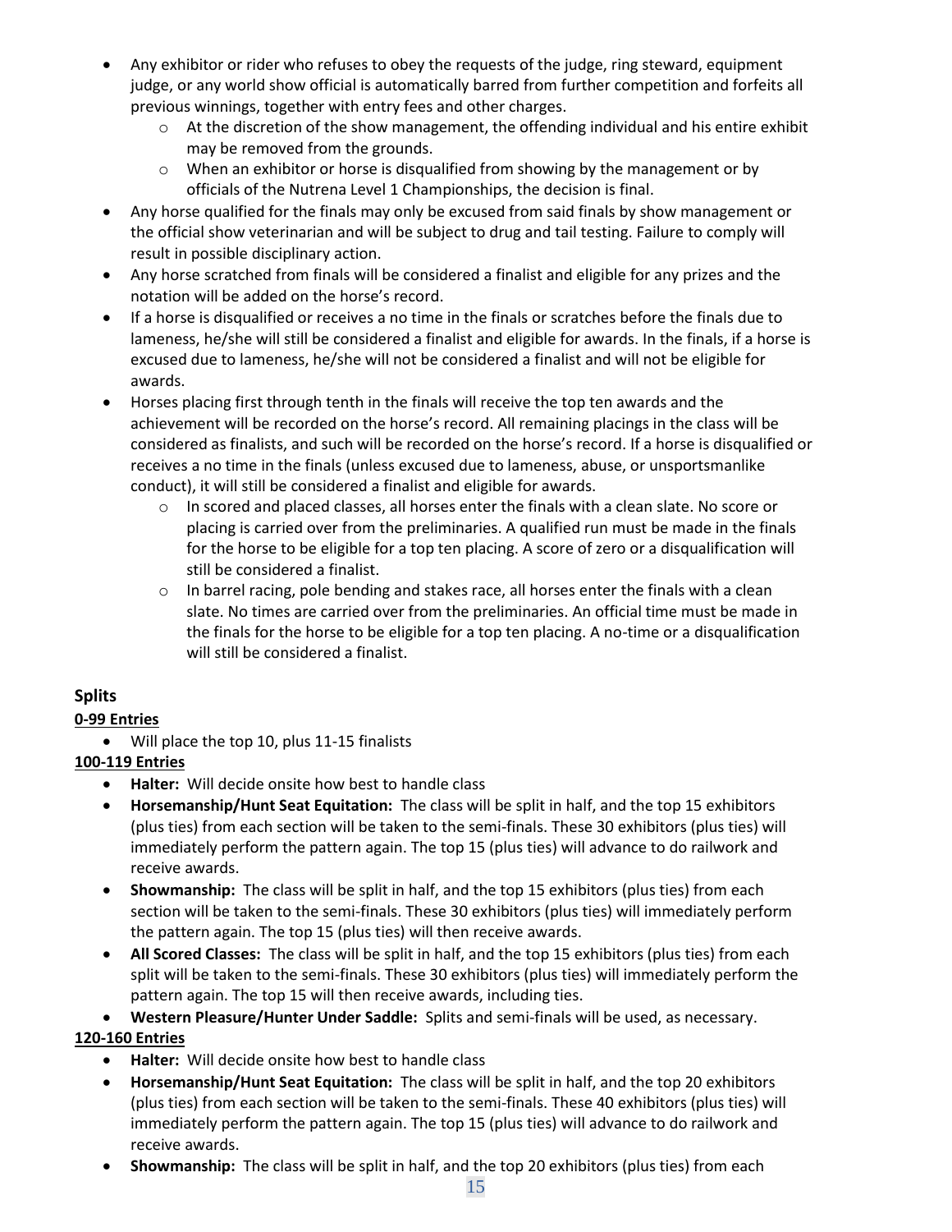- Any exhibitor or rider who refuses to obey the requests of the judge, ring steward, equipment judge, or any world show official is automatically barred from further competition and forfeits all previous winnings, together with entry fees and other charges.
    - At the discretion of the show management, the offending individual and his entire exhibit may be removed from the grounds.
    - When an exhibitor or horse is disqualified from showing by the management or by officials of the Nutrena Level 1 Championships, the decision is final.
- Any horse qualified for the finals may only be excused from said finals by show management or the official show veterinarian and will be subject to drug and tail testing. Failure to comply will result in possible disciplinary action.
- Any horse scratched from finals will be considered a finalist and eligible for any prizes and the notation will be added on the horse's record.
- If a horse is disqualified or receives a no time in the finals or scratches before the finals due to lameness, he/she will still be considered a finalist and eligible for awards. In the finals, if a horse is excused due to lameness, he/she will not be considered a finalist and will not be eligible for awards.
- Horses placing first through tenth in the finals will receive the top ten awards and the achievement will be recorded on the horse's record. All remaining placings in the class will be considered as finalists, and such will be recorded on the horse's record. If a horse is disqualified or receives a no time in the finals (unless excused due to lameness, abuse, or unsportsmanlike conduct), it will still be considered a finalist and eligible for awards.
    - In scored and placed classes, all horses enter the finals with a clean slate. No score or placing is carried over from the preliminaries. A qualified run must be made in the finals for the horse to be eligible for a top ten placing. A score of zero or a disqualification will still be considered a finalist.
    - In barrel racing, pole bending and stakes race, all horses enter the finals with a clean slate. No times are carried over from the preliminaries. An official time must be made in the finals for the horse to be eligible for a top ten placing. A no-time or a disqualification will still be considered a finalist.

## Splits

**0-99 Entries**

- Will place the top 10, plus 11-15 finalists

**100-119 Entries**

- **Halter:** Will decide onsite how best to handle class
- **Horsemanship/Hunt Seat Equitation:** The class will be split in half, and the top 15 exhibitors (plus ties) from each section will be taken to the semi-finals. These 30 exhibitors (plus ties) will immediately perform the pattern again. The top 15 (plus ties) will advance to do railwork and receive awards.
- **Showmanship:** The class will be split in half, and the top 15 exhibitors (plus ties) from each section will be taken to the semi-finals. These 30 exhibitors (plus ties) will immediately perform the pattern again. The top 15 (plus ties) will then receive awards.
- **All Scored Classes:** The class will be split in half, and the top 15 exhibitors (plus ties) from each split will be taken to the semi-finals. These 30 exhibitors (plus ties) will immediately perform the pattern again. The top 15 will then receive awards, including ties.
- **Western Pleasure/Hunter Under Saddle:** Splits and semi-finals will be used, as necessary.

**120-160 Entries**

- **Halter:** Will decide onsite how best to handle class
- **Horsemanship/Hunt Seat Equitation:** The class will be split in half, and the top 20 exhibitors (plus ties) from each section will be taken to the semi-finals. These 40 exhibitors (plus ties) will immediately perform the pattern again. The top 15 (plus ties) will advance to do railwork and receive awards.
- **Showmanship:** The class will be split in half, and the top 20 exhibitors (plus ties) from each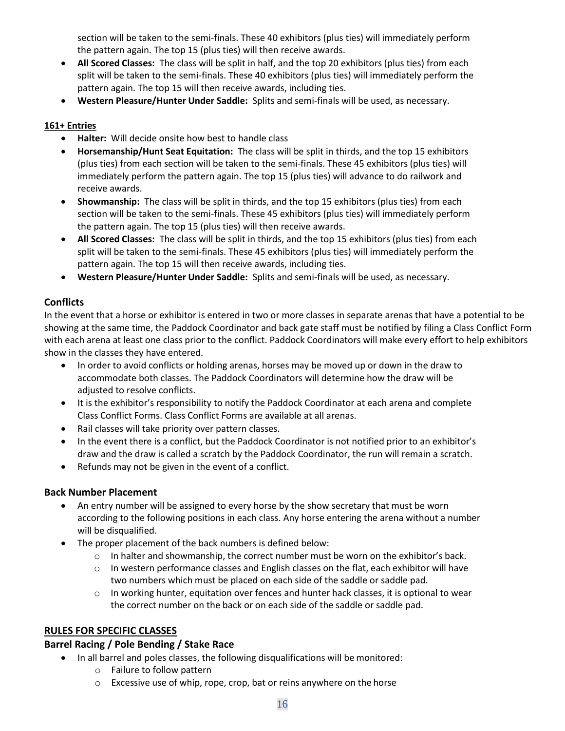section will be taken to the semi-finals. These 40 exhibitors (plus ties) will immediately perform the pattern again. The top 15 (plus ties) will then receive awards.

- **All Scored Classes:** The class will be split in half, and the top 20 exhibitors (plus ties) from each split will be taken to the semi-finals. These 40 exhibitors (plus ties) will immediately perform the pattern again. The top 15 will then receive awards, including ties.
- **Western Pleasure/Hunter Under Saddle:** Splits and semi-finals will be used, as necessary.

**161+ Entries**

- **Halter:** Will decide onsite how best to handle class
- **Horsemanship/Hunt Seat Equitation:** The class will be split in thirds, and the top 15 exhibitors (plus ties) from each section will be taken to the semi-finals. These 45 exhibitors (plus ties) will immediately perform the pattern again. The top 15 (plus ties) will advance to do railwork and receive awards.
- **Showmanship:** The class will be split in thirds, and the top 15 exhibitors (plus ties) from each section will be taken to the semi-finals. These 45 exhibitors (plus ties) will immediately perform the pattern again. The top 15 (plus ties) will then receive awards.
- **All Scored Classes:** The class will be split in thirds, and the top 15 exhibitors (plus ties) from each split will be taken to the semi-finals. These 45 exhibitors (plus ties) will immediately perform the pattern again. The top 15 will then receive awards, including ties.
- **Western Pleasure/Hunter Under Saddle:** Splits and semi-finals will be used, as necessary.

### Conflicts

In the event that a horse or exhibitor is entered in two or more classes in separate arenas that have a potential to be showing at the same time, the Paddock Coordinator and back gate staff must be notified by filing a Class Conflict Form with each arena at least one class prior to the conflict. Paddock Coordinators will make every effort to help exhibitors show in the classes they have entered.

- In order to avoid conflicts or holding arenas, horses may be moved up or down in the draw to accommodate both classes. The Paddock Coordinators will determine how the draw will be adjusted to resolve conflicts.
- It is the exhibitor's responsibility to notify the Paddock Coordinator at each arena and complete Class Conflict Forms. Class Conflict Forms are available at all arenas.
- Rail classes will take priority over pattern classes.
- In the event there is a conflict, but the Paddock Coordinator is not notified prior to an exhibitor's draw and the draw is called a scratch by the Paddock Coordinator, the run will remain a scratch.
- Refunds may not be given in the event of a conflict.

### Back Number Placement

- An entry number will be assigned to every horse by the show secretary that must be worn according to the following positions in each class. Any horse entering the arena without a number will be disqualified.
- The proper placement of the back numbers is defined below:
  - In halter and showmanship, the correct number must be worn on the exhibitor's back.
  - In western performance classes and English classes on the flat, each exhibitor will have two numbers which must be placed on each side of the saddle or saddle pad.
  - In working hunter, equitation over fences and hunter hack classes, it is optional to wear the correct number on the back or on each side of the saddle or saddle pad.

## RULES FOR SPECIFIC CLASSES

### Barrel Racing / Pole Bending / Stake Race

- In all barrel and poles classes, the following disqualifications will be monitored:
  - Failure to follow pattern
  - Excessive use of whip, rope, crop, bat or reins anywhere on the horse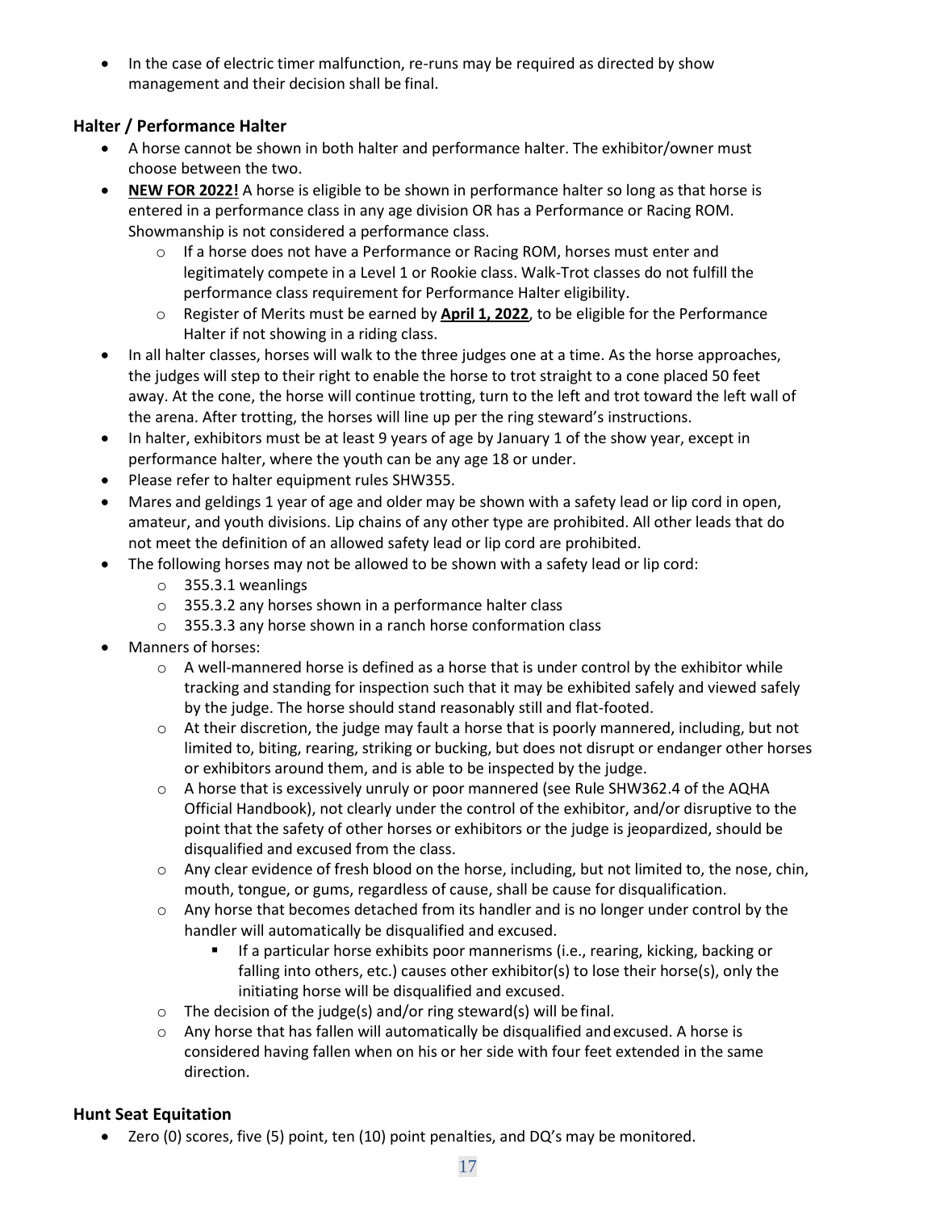- In the case of electric timer malfunction, re-runs may be required as directed by show management and their decision shall be final.

### Halter / Performance Halter

- A horse cannot be shown in both halter and performance halter. The exhibitor/owner must choose between the two.
- **NEW FOR 2022!** A horse is eligible to be shown in performance halter so long as that horse is entered in a performance class in any age division OR has a Performance or Racing ROM. Showmanship is not considered a performance class.
  - If a horse does not have a Performance or Racing ROM, horses must enter and legitimately compete in a Level 1 or Rookie class. Walk-Trot classes do not fulfill the performance class requirement for Performance Halter eligibility.
  - Register of Merits must be earned by **April 1, 2022**, to be eligible for the Performance Halter if not showing in a riding class.
- In all halter classes, horses will walk to the three judges one at a time. As the horse approaches, the judges will step to their right to enable the horse to trot straight to a cone placed 50 feet away. At the cone, the horse will continue trotting, turn to the left and trot toward the left wall of the arena. After trotting, the horses will line up per the ring steward's instructions.
- In halter, exhibitors must be at least 9 years of age by January 1 of the show year, except in performance halter, where the youth can be any age 18 or under.
- Please refer to halter equipment rules SHW355.
- Mares and geldings 1 year of age and older may be shown with a safety lead or lip cord in open, amateur, and youth divisions. Lip chains of any other type are prohibited. All other leads that do not meet the definition of an allowed safety lead or lip cord are prohibited.
- The following horses may not be allowed to be shown with a safety lead or lip cord:
  - 355.3.1 weanlings
  - 355.3.2 any horses shown in a performance halter class
  - 355.3.3 any horse shown in a ranch horse conformation class
- Manners of horses:
  - A well-mannered horse is defined as a horse that is under control by the exhibitor while tracking and standing for inspection such that it may be exhibited safely and viewed safely by the judge. The horse should stand reasonably still and flat-footed.
  - At their discretion, the judge may fault a horse that is poorly mannered, including, but not limited to, biting, rearing, striking or bucking, but does not disrupt or endanger other horses or exhibitors around them, and is able to be inspected by the judge.
  - A horse that is excessively unruly or poor mannered (see Rule SHW362.4 of the AQHA Official Handbook), not clearly under the control of the exhibitor, and/or disruptive to the point that the safety of other horses or exhibitors or the judge is jeopardized, should be disqualified and excused from the class.
  - Any clear evidence of fresh blood on the horse, including, but not limited to, the nose, chin, mouth, tongue, or gums, regardless of cause, shall be cause for disqualification.
  - Any horse that becomes detached from its handler and is no longer under control by the handler will automatically be disqualified and excused.
    - If a particular horse exhibits poor mannerisms (i.e., rearing, kicking, backing or falling into others, etc.) causes other exhibitor(s) to lose their horse(s), only the initiating horse will be disqualified and excused.
  - The decision of the judge(s) and/or ring steward(s) will be final.
  - Any horse that has fallen will automatically be disqualified and excused. A horse is considered having fallen when on his or her side with four feet extended in the same direction.

### Hunt Seat Equitation

- Zero (0) scores, five (5) point, ten (10) point penalties, and DQ's may be monitored.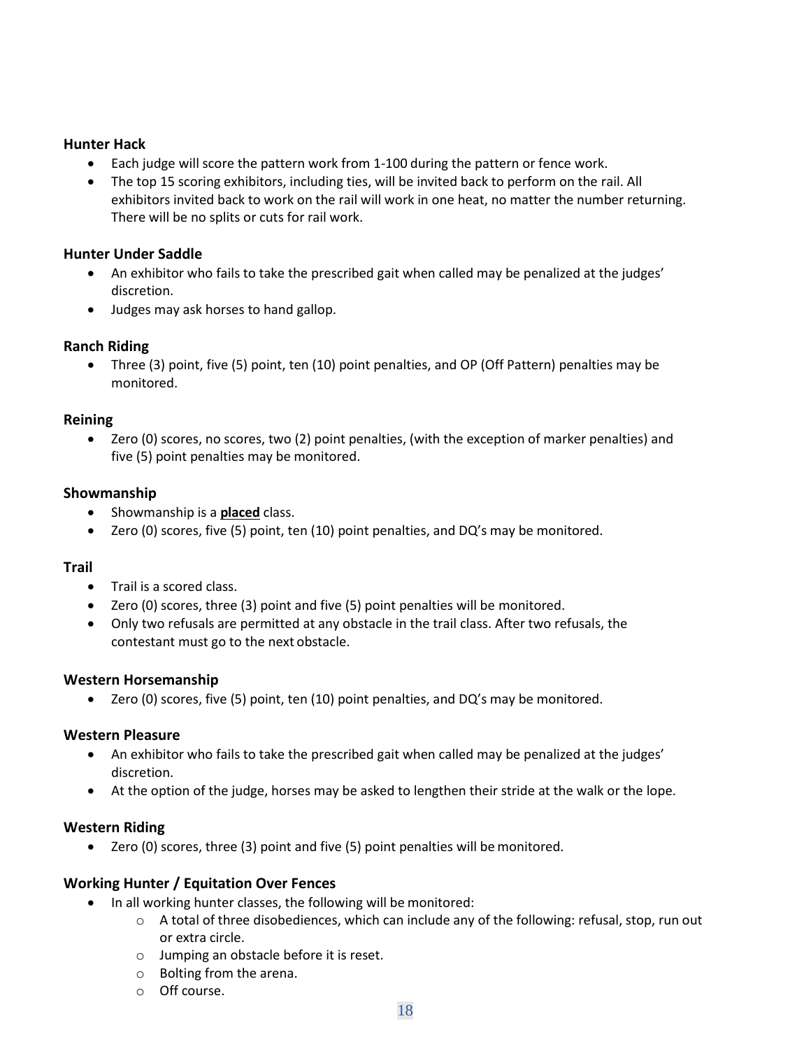### Hunter Hack

- Each judge will score the pattern work from 1-100 during the pattern or fence work.
- The top 15 scoring exhibitors, including ties, will be invited back to perform on the rail. All exhibitors invited back to work on the rail will work in one heat, no matter the number returning. There will be no splits or cuts for rail work.

### Hunter Under Saddle

- An exhibitor who fails to take the prescribed gait when called may be penalized at the judges' discretion.
- Judges may ask horses to hand gallop.

### Ranch Riding

- Three (3) point, five (5) point, ten (10) point penalties, and OP (Off Pattern) penalties may be monitored.

### Reining

- Zero (0) scores, no scores, two (2) point penalties, (with the exception of marker penalties) and five (5) point penalties may be monitored.

### Showmanship

- Showmanship is a <u>**placed**</u> class.
- Zero (0) scores, five (5) point, ten (10) point penalties, and DQ's may be monitored.

### Trail

- Trail is a scored class.
- Zero (0) scores, three (3) point and five (5) point penalties will be monitored.
- Only two refusals are permitted at any obstacle in the trail class. After two refusals, the contestant must go to the next obstacle.

### Western Horsemanship

- Zero (0) scores, five (5) point, ten (10) point penalties, and DQ's may be monitored.

### Western Pleasure

- An exhibitor who fails to take the prescribed gait when called may be penalized at the judges' discretion.
- At the option of the judge, horses may be asked to lengthen their stride at the walk or the lope.

### Western Riding

- Zero (0) scores, three (3) point and five (5) point penalties will be monitored.

### Working Hunter / Equitation Over Fences

- In all working hunter classes, the following will be monitored:
  - A total of three disobediences, which can include any of the following: refusal, stop, run out or extra circle.
  - Jumping an obstacle before it is reset.
  - Bolting from the arena.
  - Off course.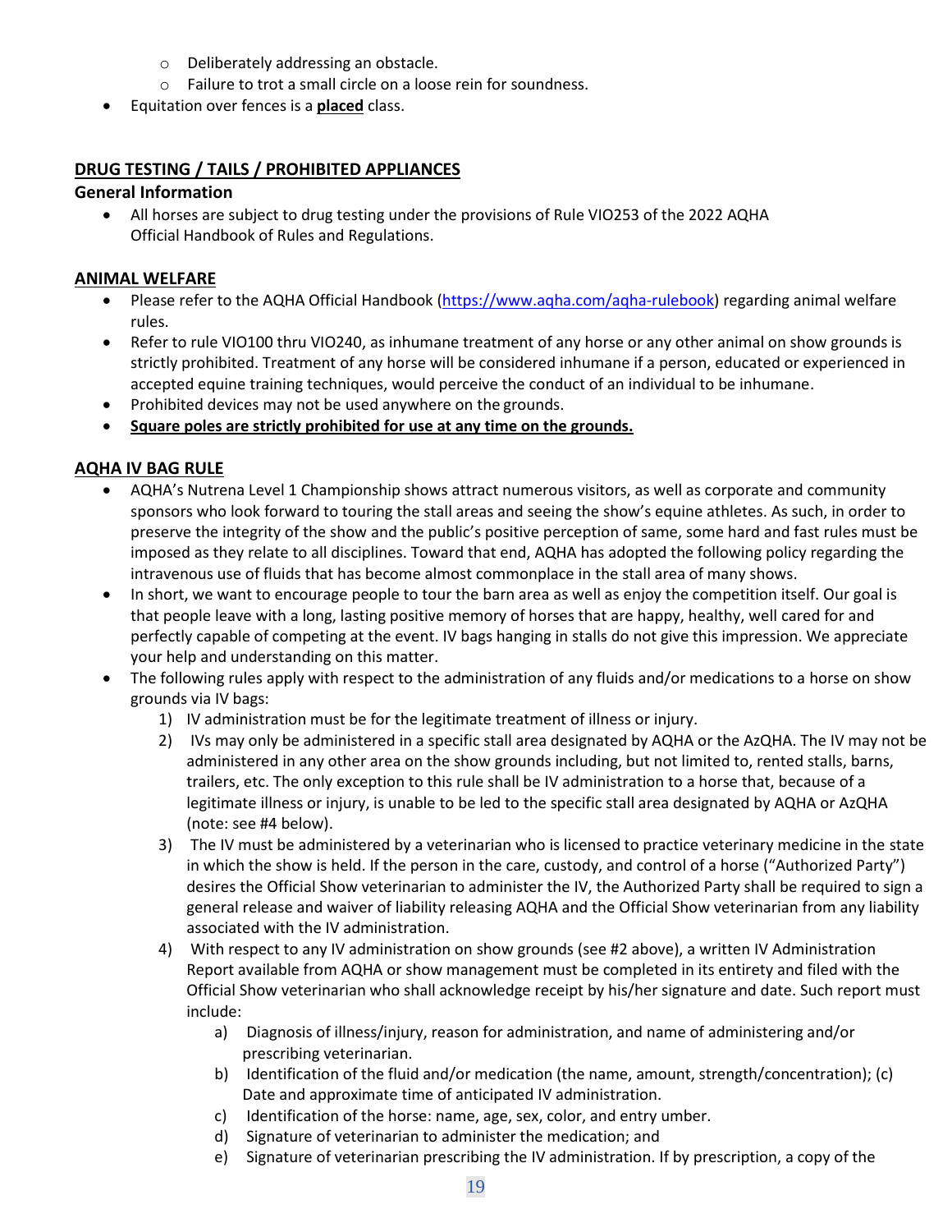- Deliberately addressing an obstacle.
  - Failure to trot a small circle on a loose rein for soundness.
- Equitation over fences is a **placed** class.

## DRUG TESTING / TAILS / PROHIBITED APPLIANCES

**General Information**

- All horses are subject to drug testing under the provisions of Rule VIO253 of the 2022 AQHA Official Handbook of Rules and Regulations.

## ANIMAL WELFARE

- Please refer to the AQHA Official Handbook (https://www.aqha.com/aqha-rulebook) regarding animal welfare rules.
- Refer to rule VIO100 thru VIO240, as inhumane treatment of any horse or any other animal on show grounds is strictly prohibited. Treatment of any horse will be considered inhumane if a person, educated or experienced in accepted equine training techniques, would perceive the conduct of an individual to be inhumane.
- Prohibited devices may not be used anywhere on the grounds.
- **Square poles are strictly prohibited for use at any time on the grounds.**

## AQHA IV BAG RULE

- AQHA's Nutrena Level 1 Championship shows attract numerous visitors, as well as corporate and community sponsors who look forward to touring the stall areas and seeing the show's equine athletes. As such, in order to preserve the integrity of the show and the public's positive perception of same, some hard and fast rules must be imposed as they relate to all disciplines. Toward that end, AQHA has adopted the following policy regarding the intravenous use of fluids that has become almost commonplace in the stall area of many shows.
- In short, we want to encourage people to tour the barn area as well as enjoy the competition itself. Our goal is that people leave with a long, lasting positive memory of horses that are happy, healthy, well cared for and perfectly capable of competing at the event. IV bags hanging in stalls do not give this impression. We appreciate your help and understanding on this matter.
- The following rules apply with respect to the administration of any fluids and/or medications to a horse on show grounds via IV bags:
  1) IV administration must be for the legitimate treatment of illness or injury.
  2) IVs may only be administered in a specific stall area designated by AQHA or the AzQHA. The IV may not be administered in any other area on the show grounds including, but not limited to, rented stalls, barns, trailers, etc. The only exception to this rule shall be IV administration to a horse that, because of a legitimate illness or injury, is unable to be led to the specific stall area designated by AQHA or AzQHA (note: see #4 below).
  3) The IV must be administered by a veterinarian who is licensed to practice veterinary medicine in the state in which the show is held. If the person in the care, custody, and control of a horse ("Authorized Party") desires the Official Show veterinarian to administer the IV, the Authorized Party shall be required to sign a general release and waiver of liability releasing AQHA and the Official Show veterinarian from any liability associated with the IV administration.
  4) With respect to any IV administration on show grounds (see #2 above), a written IV Administration Report available from AQHA or show management must be completed in its entirety and filed with the Official Show veterinarian who shall acknowledge receipt by his/her signature and date. Such report must include:
     a) Diagnosis of illness/injury, reason for administration, and name of administering and/or prescribing veterinarian.
     b) Identification of the fluid and/or medication (the name, amount, strength/concentration); (c) Date and approximate time of anticipated IV administration.
     c) Identification of the horse: name, age, sex, color, and entry umber.
     d) Signature of veterinarian to administer the medication; and
     e) Signature of veterinarian prescribing the IV administration. If by prescription, a copy of the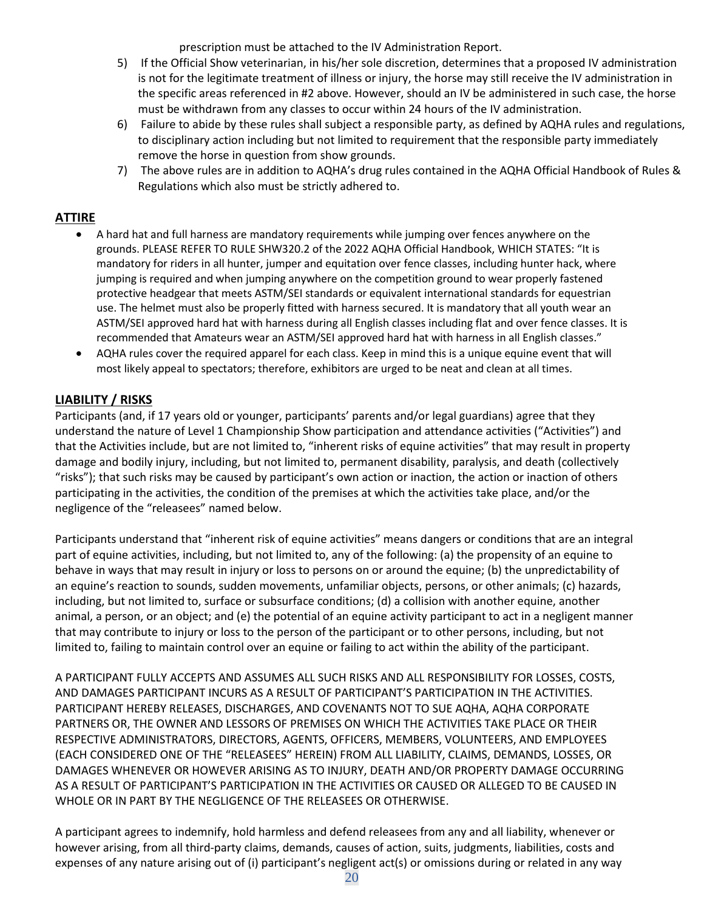prescription must be attached to the IV Administration Report.

5) If the Official Show veterinarian, in his/her sole discretion, determines that a proposed IV administration is not for the legitimate treatment of illness or injury, the horse may still receive the IV administration in the specific areas referenced in #2 above. However, should an IV be administered in such case, the horse must be withdrawn from any classes to occur within 24 hours of the IV administration.
6) Failure to abide by these rules shall subject a responsible party, as defined by AQHA rules and regulations, to disciplinary action including but not limited to requirement that the responsible party immediately remove the horse in question from show grounds.
7) The above rules are in addition to AQHA's drug rules contained in the AQHA Official Handbook of Rules & Regulations which also must be strictly adhered to.

## ATTIRE

- A hard hat and full harness are mandatory requirements while jumping over fences anywhere on the grounds. PLEASE REFER TO RULE SHW320.2 of the 2022 AQHA Official Handbook, WHICH STATES: "It is mandatory for riders in all hunter, jumper and equitation over fence classes, including hunter hack, where jumping is required and when jumping anywhere on the competition ground to wear properly fastened protective headgear that meets ASTM/SEI standards or equivalent international standards for equestrian use. The helmet must also be properly fitted with harness secured. It is mandatory that all youth wear an ASTM/SEI approved hard hat with harness during all English classes including flat and over fence classes. It is recommended that Amateurs wear an ASTM/SEI approved hard hat with harness in all English classes."
- AQHA rules cover the required apparel for each class. Keep in mind this is a unique equine event that will most likely appeal to spectators; therefore, exhibitors are urged to be neat and clean at all times.

## LIABILITY / RISKS

Participants (and, if 17 years old or younger, participants' parents and/or legal guardians) agree that they understand the nature of Level 1 Championship Show participation and attendance activities ("Activities") and that the Activities include, but are not limited to, "inherent risks of equine activities" that may result in property damage and bodily injury, including, but not limited to, permanent disability, paralysis, and death (collectively "risks"); that such risks may be caused by participant's own action or inaction, the action or inaction of others participating in the activities, the condition of the premises at which the activities take place, and/or the negligence of the "releasees" named below.

Participants understand that "inherent risk of equine activities" means dangers or conditions that are an integral part of equine activities, including, but not limited to, any of the following: (a) the propensity of an equine to behave in ways that may result in injury or loss to persons on or around the equine; (b) the unpredictability of an equine's reaction to sounds, sudden movements, unfamiliar objects, persons, or other animals; (c) hazards, including, but not limited to, surface or subsurface conditions; (d) a collision with another equine, another animal, a person, or an object; and (e) the potential of an equine activity participant to act in a negligent manner that may contribute to injury or loss to the person of the participant or to other persons, including, but not limited to, failing to maintain control over an equine or failing to act within the ability of the participant.

A PARTICIPANT FULLY ACCEPTS AND ASSUMES ALL SUCH RISKS AND ALL RESPONSIBILITY FOR LOSSES, COSTS, AND DAMAGES PARTICIPANT INCURS AS A RESULT OF PARTICIPANT'S PARTICIPATION IN THE ACTIVITIES. PARTICIPANT HEREBY RELEASES, DISCHARGES, AND COVENANTS NOT TO SUE AQHA, AQHA CORPORATE PARTNERS OR, THE OWNER AND LESSORS OF PREMISES ON WHICH THE ACTIVITIES TAKE PLACE OR THEIR RESPECTIVE ADMINISTRATORS, DIRECTORS, AGENTS, OFFICERS, MEMBERS, VOLUNTEERS, AND EMPLOYEES (EACH CONSIDERED ONE OF THE "RELEASEES" HEREIN) FROM ALL LIABILITY, CLAIMS, DEMANDS, LOSSES, OR DAMAGES WHENEVER OR HOWEVER ARISING AS TO INJURY, DEATH AND/OR PROPERTY DAMAGE OCCURRING AS A RESULT OF PARTICIPANT'S PARTICIPATION IN THE ACTIVITIES OR CAUSED OR ALLEGED TO BE CAUSED IN WHOLE OR IN PART BY THE NEGLIGENCE OF THE RELEASEES OR OTHERWISE.

A participant agrees to indemnify, hold harmless and defend releasees from any and all liability, whenever or however arising, from all third-party claims, demands, causes of action, suits, judgments, liabilities, costs and expenses of any nature arising out of (i) participant's negligent act(s) or omissions during or related in any way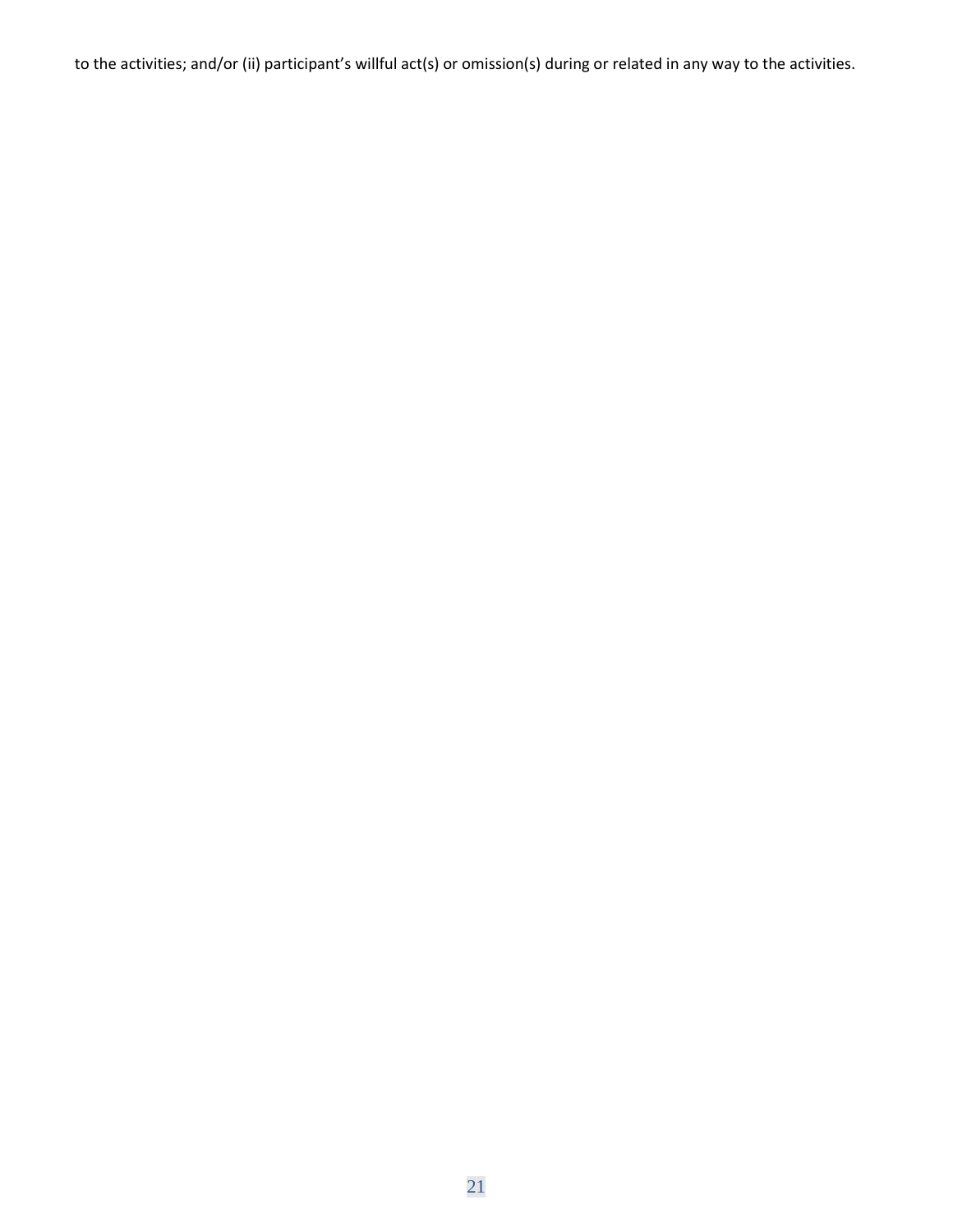to the activities; and/or (ii) participant's willful act(s) or omission(s) during or related in any way to the activities.